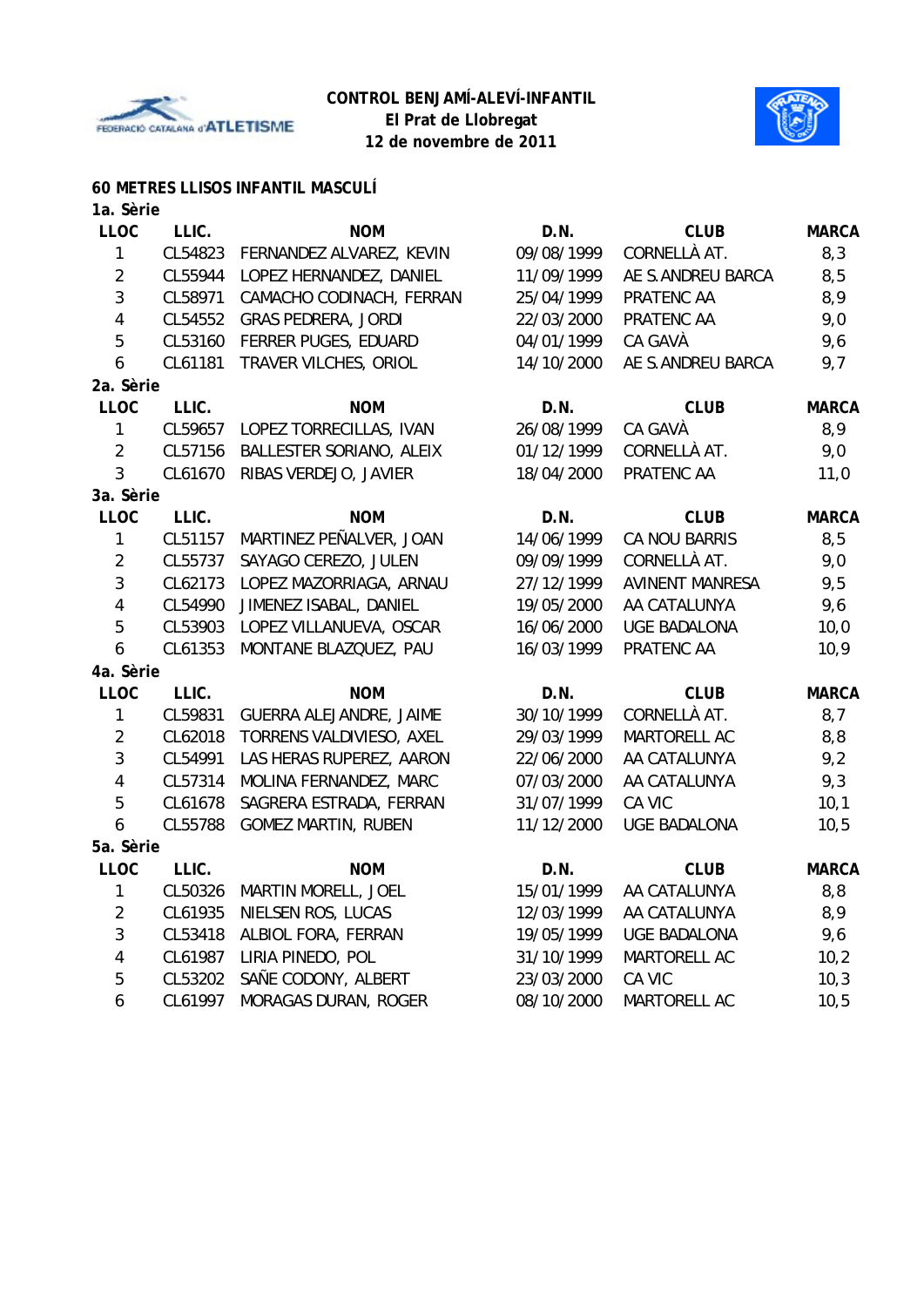**CONTROL BENJAMÍ-ALEVÍ-INFANTIL**
**El Prat de Llobregat**
**12 de novembre de 2011**

## 60 METRES LLISOS INFANTIL MASCULÍ

### 1a. Sèrie

| LLOC | LLIC. | NOM | D.N. | CLUB | MARCA |
|---|---|---|---|---|---|
| 1 | CL54823 | FERNANDEZ ALVAREZ, KEVIN | 09/08/1999 | CORNELLÀ AT. | 8,3 |
| 2 | CL55944 | LOPEZ HERNANDEZ, DANIEL | 11/09/1999 | AE S.ANDREU BARCA | 8,5 |
| 3 | CL58971 | CAMACHO CODINACH, FERRAN | 25/04/1999 | PRATENC AA | 8,9 |
| 4 | CL54552 | GRAS PEDRERA, JORDI | 22/03/2000 | PRATENC AA | 9,0 |
| 5 | CL53160 | FERRER PUGES, EDUARD | 04/01/1999 | CA GAVÀ | 9,6 |
| 6 | CL61181 | TRAVER VILCHES, ORIOL | 14/10/2000 | AE S.ANDREU BARCA | 9,7 |

### 2a. Sèrie

| LLOC | LLIC. | NOM | D.N. | CLUB | MARCA |
|---|---|---|---|---|---|
| 1 | CL59657 | LOPEZ TORRECILLAS, IVAN | 26/08/1999 | CA GAVÀ | 8,9 |
| 2 | CL57156 | BALLESTER SORIANO, ALEIX | 01/12/1999 | CORNELLÀ AT. | 9,0 |
| 3 | CL61670 | RIBAS VERDEJO, JAVIER | 18/04/2000 | PRATENC AA | 11,0 |

### 3a. Sèrie

| LLOC | LLIC. | NOM | D.N. | CLUB | MARCA |
|---|---|---|---|---|---|
| 1 | CL51157 | MARTINEZ PEÑALVER, JOAN | 14/06/1999 | CA NOU BARRIS | 8,5 |
| 2 | CL55737 | SAYAGO CEREZO, JULEN | 09/09/1999 | CORNELLÀ AT. | 9,0 |
| 3 | CL62173 | LOPEZ MAZORRIAGA, ARNAU | 27/12/1999 | AVINENT MANRESA | 9,5 |
| 4 | CL54990 | JIMENEZ ISABAL, DANIEL | 19/05/2000 | AA CATALUNYA | 9,6 |
| 5 | CL53903 | LOPEZ VILLANUEVA, OSCAR | 16/06/2000 | UGE BADALONA | 10,0 |
| 6 | CL61353 | MONTANE BLAZQUEZ, PAU | 16/03/1999 | PRATENC AA | 10,9 |

### 4a. Sèrie

| LLOC | LLIC. | NOM | D.N. | CLUB | MARCA |
|---|---|---|---|---|---|
| 1 | CL59831 | GUERRA ALEJANDRE, JAIME | 30/10/1999 | CORNELLÀ AT. | 8,7 |
| 2 | CL62018 | TORRENS VALDIVIESO, AXEL | 29/03/1999 | MARTORELL AC | 8,8 |
| 3 | CL54991 | LAS HERAS RUPEREZ, AARON | 22/06/2000 | AA CATALUNYA | 9,2 |
| 4 | CL57314 | MOLINA FERNANDEZ, MARC | 07/03/2000 | AA CATALUNYA | 9,3 |
| 5 | CL61678 | SAGRERA ESTRADA, FERRAN | 31/07/1999 | CA VIC | 10,1 |
| 6 | CL55788 | GOMEZ MARTIN, RUBEN | 11/12/2000 | UGE BADALONA | 10,5 |

### 5a. Sèrie

| LLOC | LLIC. | NOM | D.N. | CLUB | MARCA |
|---|---|---|---|---|---|
| 1 | CL50326 | MARTIN MORELL, JOEL | 15/01/1999 | AA CATALUNYA | 8,8 |
| 2 | CL61935 | NIELSEN ROS, LUCAS | 12/03/1999 | AA CATALUNYA | 8,9 |
| 3 | CL53418 | ALBIOL FORA, FERRAN | 19/05/1999 | UGE BADALONA | 9,6 |
| 4 | CL61987 | LIRIA PINEDO, POL | 31/10/1999 | MARTORELL AC | 10,2 |
| 5 | CL53202 | SAÑE CODONY, ALBERT | 23/03/2000 | CA VIC | 10,3 |
| 6 | CL61997 | MORAGAS DURAN, ROGER | 08/10/2000 | MARTORELL AC | 10,5 |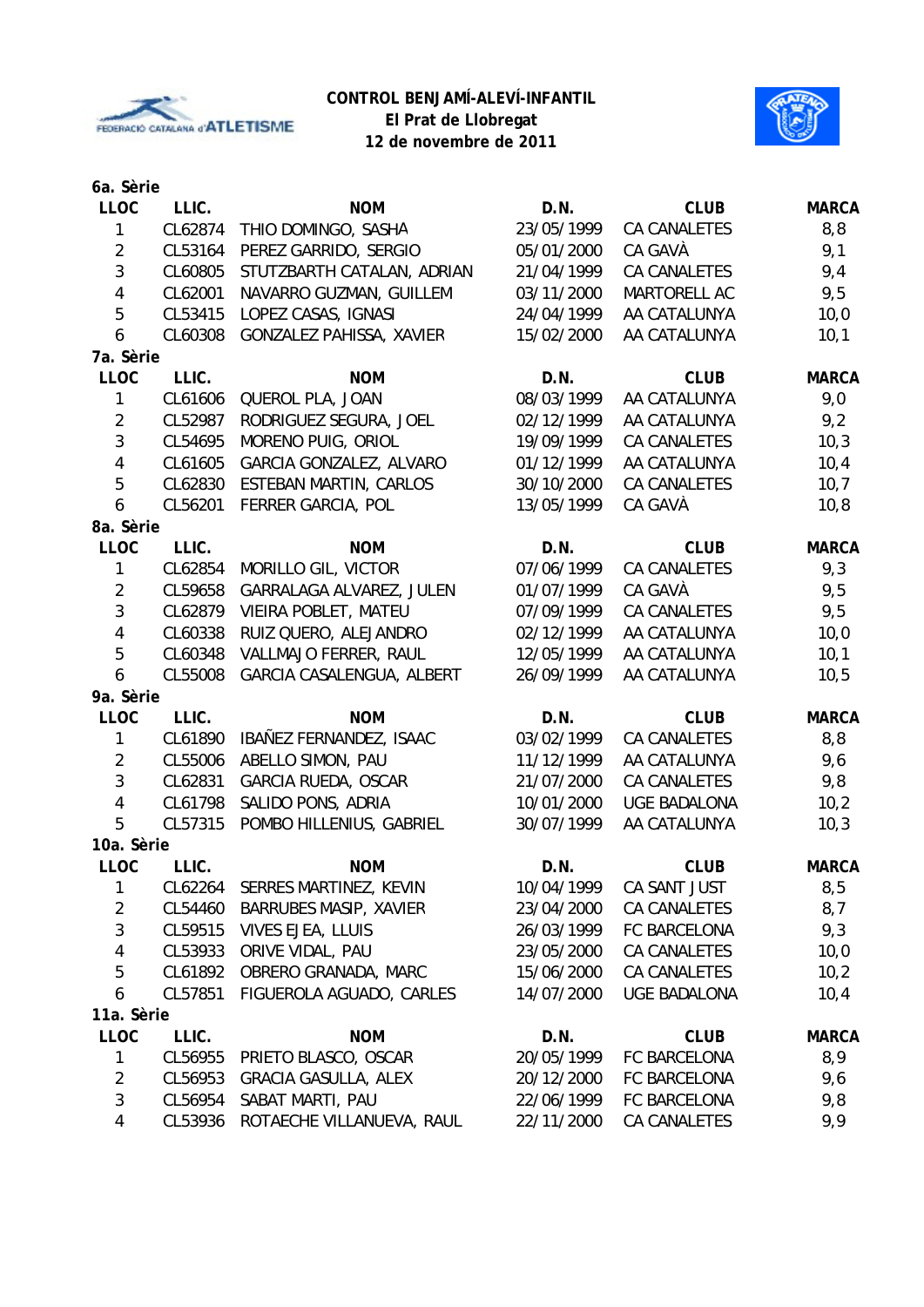**CONTROL BENJAMÍ-ALEVÍ-INFANTIL**
**El Prat de Llobregat**
**12 de novembre de 2011**

### 6a. Sèrie

| LLOC | LLIC. | NOM | D.N. | CLUB | MARCA |
|---|---|---|---|---|---|
| 1 | CL62874 | THIO DOMINGO, SASHA | 23/05/1999 | CA CANALETES | 8,8 |
| 2 | CL53164 | PEREZ GARRIDO, SERGIO | 05/01/2000 | CA GAVÀ | 9,1 |
| 3 | CL60805 | STUTZBARTH CATALAN, ADRIAN | 21/04/1999 | CA CANALETES | 9,4 |
| 4 | CL62001 | NAVARRO GUZMAN, GUILLEM | 03/11/2000 | MARTORELL AC | 9,5 |
| 5 | CL53415 | LOPEZ CASAS, IGNASI | 24/04/1999 | AA CATALUNYA | 10,0 |
| 6 | CL60308 | GONZALEZ PAHISSA, XAVIER | 15/02/2000 | AA CATALUNYA | 10,1 |

### 7a. Sèrie

| LLOC | LLIC. | NOM | D.N. | CLUB | MARCA |
|---|---|---|---|---|---|
| 1 | CL61606 | QUEROL PLA, JOAN | 08/03/1999 | AA CATALUNYA | 9,0 |
| 2 | CL52987 | RODRIGUEZ SEGURA, JOEL | 02/12/1999 | AA CATALUNYA | 9,2 |
| 3 | CL54695 | MORENO PUIG, ORIOL | 19/09/1999 | CA CANALETES | 10,3 |
| 4 | CL61605 | GARCIA GONZALEZ, ALVARO | 01/12/1999 | AA CATALUNYA | 10,4 |
| 5 | CL62830 | ESTEBAN MARTIN, CARLOS | 30/10/2000 | CA CANALETES | 10,7 |
| 6 | CL56201 | FERRER GARCIA, POL | 13/05/1999 | CA GAVÀ | 10,8 |

### 8a. Sèrie

| LLOC | LLIC. | NOM | D.N. | CLUB | MARCA |
|---|---|---|---|---|---|
| 1 | CL62854 | MORILLO GIL, VICTOR | 07/06/1999 | CA CANALETES | 9,3 |
| 2 | CL59658 | GARRALAGA ALVAREZ, JULEN | 01/07/1999 | CA GAVÀ | 9,5 |
| 3 | CL62879 | VIEIRA POBLET, MATEU | 07/09/1999 | CA CANALETES | 9,5 |
| 4 | CL60338 | RUIZ QUERO, ALEJANDRO | 02/12/1999 | AA CATALUNYA | 10,0 |
| 5 | CL60348 | VALLMAJO FERRER, RAUL | 12/05/1999 | AA CATALUNYA | 10,1 |
| 6 | CL55008 | GARCIA CASALENGUA, ALBERT | 26/09/1999 | AA CATALUNYA | 10,5 |

### 9a. Sèrie

| LLOC | LLIC. | NOM | D.N. | CLUB | MARCA |
|---|---|---|---|---|---|
| 1 | CL61890 | IBAÑEZ FERNANDEZ, ISAAC | 03/02/1999 | CA CANALETES | 8,8 |
| 2 | CL55006 | ABELLO SIMON, PAU | 11/12/1999 | AA CATALUNYA | 9,6 |
| 3 | CL62831 | GARCIA RUEDA, OSCAR | 21/07/2000 | CA CANALETES | 9,8 |
| 4 | CL61798 | SALIDO PONS, ADRIA | 10/01/2000 | UGE BADALONA | 10,2 |
| 5 | CL57315 | POMBO HILLENIUS, GABRIEL | 30/07/1999 | AA CATALUNYA | 10,3 |

### 10a. Sèrie

| LLOC | LLIC. | NOM | D.N. | CLUB | MARCA |
|---|---|---|---|---|---|
| 1 | CL62264 | SERRES MARTINEZ, KEVIN | 10/04/1999 | CA SANT JUST | 8,5 |
| 2 | CL54460 | BARRUBES MASIP, XAVIER | 23/04/2000 | CA CANALETES | 8,7 |
| 3 | CL59515 | VIVES EJEA, LLUIS | 26/03/1999 | FC BARCELONA | 9,3 |
| 4 | CL53933 | ORIVE VIDAL, PAU | 23/05/2000 | CA CANALETES | 10,0 |
| 5 | CL61892 | OBRERO GRANADA, MARC | 15/06/2000 | CA CANALETES | 10,2 |
| 6 | CL57851 | FIGUEROLA AGUADO, CARLES | 14/07/2000 | UGE BADALONA | 10,4 |

### 11a. Sèrie

| LLOC | LLIC. | NOM | D.N. | CLUB | MARCA |
|---|---|---|---|---|---|
| 1 | CL56955 | PRIETO BLASCO, OSCAR | 20/05/1999 | FC BARCELONA | 8,9 |
| 2 | CL56953 | GRACIA GASULLA, ALEX | 20/12/2000 | FC BARCELONA | 9,6 |
| 3 | CL56954 | SABAT MARTI, PAU | 22/06/1999 | FC BARCELONA | 9,8 |
| 4 | CL53936 | ROTAECHE VILLANUEVA, RAUL | 22/11/2000 | CA CANALETES | 9,9 |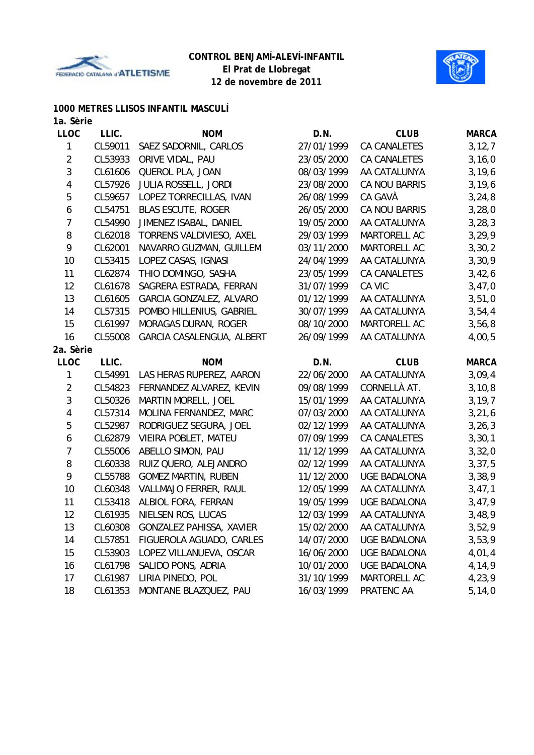**CONTROL BENJAMÍ-ALEVÍ-INFANTIL**
**El Prat de Llobregat**
**12 de novembre de 2011**

## 1000 METRES LLISOS INFANTIL MASCULÍ

### 1a. Sèrie

| LLOC | LLIC. | NOM | D.N. | CLUB | MARCA |
|---|---|---|---|---|---|
| 1 | CL59011 | SAEZ SADORNIL, CARLOS | 27/01/1999 | CA CANALETES | 3,12,7 |
| 2 | CL53933 | ORIVE VIDAL, PAU | 23/05/2000 | CA CANALETES | 3,16,0 |
| 3 | CL61606 | QUEROL PLA, JOAN | 08/03/1999 | AA CATALUNYA | 3,19,6 |
| 4 | CL57926 | JULIA ROSSELL, JORDI | 23/08/2000 | CA NOU BARRIS | 3,19,6 |
| 5 | CL59657 | LOPEZ TORRECILLAS, IVAN | 26/08/1999 | CA GAVÀ | 3,24,8 |
| 6 | CL54751 | BLAS ESCUTE, ROGER | 26/05/2000 | CA NOU BARRIS | 3,28,0 |
| 7 | CL54990 | JIMENEZ ISABAL, DANIEL | 19/05/2000 | AA CATALUNYA | 3,28,3 |
| 8 | CL62018 | TORRENS VALDIVIESO, AXEL | 29/03/1999 | MARTORELL AC | 3,29,9 |
| 9 | CL62001 | NAVARRO GUZMAN, GUILLEM | 03/11/2000 | MARTORELL AC | 3,30,2 |
| 10 | CL53415 | LOPEZ CASAS, IGNASI | 24/04/1999 | AA CATALUNYA | 3,30,9 |
| 11 | CL62874 | THIO DOMINGO, SASHA | 23/05/1999 | CA CANALETES | 3,42,6 |
| 12 | CL61678 | SAGRERA ESTRADA, FERRAN | 31/07/1999 | CA VIC | 3,47,0 |
| 13 | CL61605 | GARCIA GONZALEZ, ALVARO | 01/12/1999 | AA CATALUNYA | 3,51,0 |
| 14 | CL57315 | POMBO HILLENIUS, GABRIEL | 30/07/1999 | AA CATALUNYA | 3,54,4 |
| 15 | CL61997 | MORAGAS DURAN, ROGER | 08/10/2000 | MARTORELL AC | 3,56,8 |
| 16 | CL55008 | GARCIA CASALENGUA, ALBERT | 26/09/1999 | AA CATALUNYA | 4,00,5 |

### 2a. Sèrie

| LLOC | LLIC. | NOM | D.N. | CLUB | MARCA |
|---|---|---|---|---|---|
| 1 | CL54991 | LAS HERAS RUPEREZ, AARON | 22/06/2000 | AA CATALUNYA | 3,09,4 |
| 2 | CL54823 | FERNANDEZ ALVAREZ, KEVIN | 09/08/1999 | CORNELLÀ AT. | 3,10,8 |
| 3 | CL50326 | MARTIN MORELL, JOEL | 15/01/1999 | AA CATALUNYA | 3,19,7 |
| 4 | CL57314 | MOLINA FERNANDEZ, MARC | 07/03/2000 | AA CATALUNYA | 3,21,6 |
| 5 | CL52987 | RODRIGUEZ SEGURA, JOEL | 02/12/1999 | AA CATALUNYA | 3,26,3 |
| 6 | CL62879 | VIEIRA POBLET, MATEU | 07/09/1999 | CA CANALETES | 3,30,1 |
| 7 | CL55006 | ABELLO SIMON, PAU | 11/12/1999 | AA CATALUNYA | 3,32,0 |
| 8 | CL60338 | RUIZ QUERO, ALEJANDRO | 02/12/1999 | AA CATALUNYA | 3,37,5 |
| 9 | CL55788 | GOMEZ MARTIN, RUBEN | 11/12/2000 | UGE BADALONA | 3,38,9 |
| 10 | CL60348 | VALLMAJO FERRER, RAUL | 12/05/1999 | AA CATALUNYA | 3,47,1 |
| 11 | CL53418 | ALBIOL FORA, FERRAN | 19/05/1999 | UGE BADALONA | 3,47,9 |
| 12 | CL61935 | NIELSEN ROS, LUCAS | 12/03/1999 | AA CATALUNYA | 3,48,9 |
| 13 | CL60308 | GONZALEZ PAHISSA, XAVIER | 15/02/2000 | AA CATALUNYA | 3,52,9 |
| 14 | CL57851 | FIGUEROLA AGUADO, CARLES | 14/07/2000 | UGE BADALONA | 3,53,9 |
| 15 | CL53903 | LOPEZ VILLANUEVA, OSCAR | 16/06/2000 | UGE BADALONA | 4,01,4 |
| 16 | CL61798 | SALIDO PONS, ADRIA | 10/01/2000 | UGE BADALONA | 4,14,9 |
| 17 | CL61987 | LIRIA PINEDO, POL | 31/10/1999 | MARTORELL AC | 4,23,9 |
| 18 | CL61353 | MONTANE BLAZQUEZ, PAU | 16/03/1999 | PRATENC AA | 5,14,0 |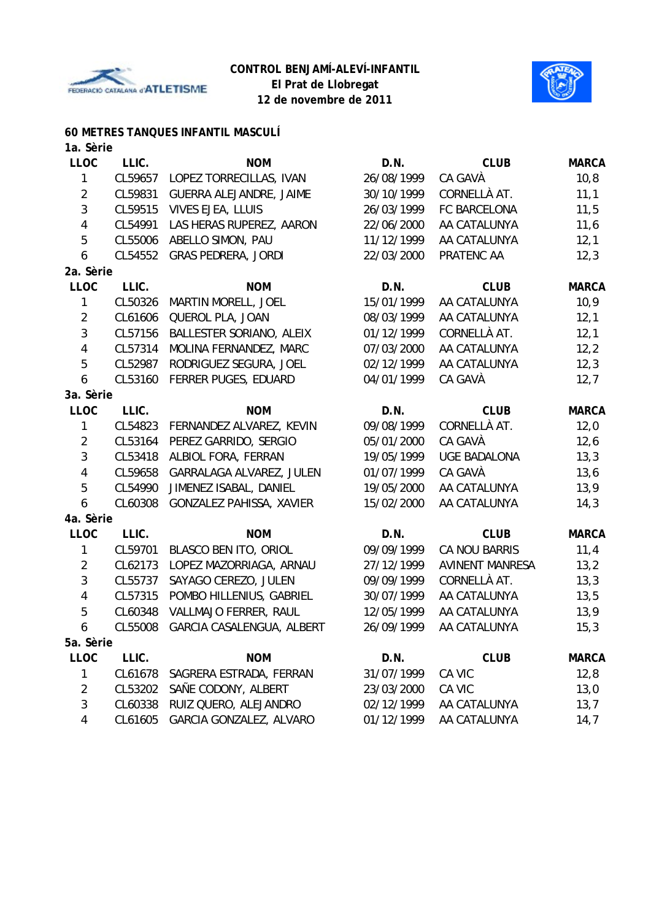**CONTROL BENJAMÍ-ALEVÍ-INFANTIL**
**El Prat de Llobregat**
**12 de novembre de 2011**

## 60 METRES TANQUES INFANTIL MASCULÍ

### 1a. Sèrie

| LLOC | LLIC. | NOM | D.N. | CLUB | MARCA |
|---|---|---|---|---|---|
| 1 | CL59657 | LOPEZ TORRECILLAS, IVAN | 26/08/1999 | CA GAVÀ | 10,8 |
| 2 | CL59831 | GUERRA ALEJANDRE, JAIME | 30/10/1999 | CORNELLÀ AT. | 11,1 |
| 3 | CL59515 | VIVES EJEA, LLUIS | 26/03/1999 | FC BARCELONA | 11,5 |
| 4 | CL54991 | LAS HERAS RUPEREZ, AARON | 22/06/2000 | AA CATALUNYA | 11,6 |
| 5 | CL55006 | ABELLO SIMON, PAU | 11/12/1999 | AA CATALUNYA | 12,1 |
| 6 | CL54552 | GRAS PEDRERA, JORDI | 22/03/2000 | PRATENC AA | 12,3 |

### 2a. Sèrie

| LLOC | LLIC. | NOM | D.N. | CLUB | MARCA |
|---|---|---|---|---|---|
| 1 | CL50326 | MARTIN MORELL, JOEL | 15/01/1999 | AA CATALUNYA | 10,9 |
| 2 | CL61606 | QUEROL PLA, JOAN | 08/03/1999 | AA CATALUNYA | 12,1 |
| 3 | CL57156 | BALLESTER SORIANO, ALEIX | 01/12/1999 | CORNELLÀ AT. | 12,1 |
| 4 | CL57314 | MOLINA FERNANDEZ, MARC | 07/03/2000 | AA CATALUNYA | 12,2 |
| 5 | CL52987 | RODRIGUEZ SEGURA, JOEL | 02/12/1999 | AA CATALUNYA | 12,3 |
| 6 | CL53160 | FERRER PUGES, EDUARD | 04/01/1999 | CA GAVÀ | 12,7 |

### 3a. Sèrie

| LLOC | LLIC. | NOM | D.N. | CLUB | MARCA |
|---|---|---|---|---|---|
| 1 | CL54823 | FERNANDEZ ALVAREZ, KEVIN | 09/08/1999 | CORNELLÀ AT. | 12,0 |
| 2 | CL53164 | PEREZ GARRIDO, SERGIO | 05/01/2000 | CA GAVÀ | 12,6 |
| 3 | CL53418 | ALBIOL FORA, FERRAN | 19/05/1999 | UGE BADALONA | 13,3 |
| 4 | CL59658 | GARRALAGA ALVAREZ, JULEN | 01/07/1999 | CA GAVÀ | 13,6 |
| 5 | CL54990 | JIMENEZ ISABAL, DANIEL | 19/05/2000 | AA CATALUNYA | 13,9 |
| 6 | CL60308 | GONZALEZ PAHISSA, XAVIER | 15/02/2000 | AA CATALUNYA | 14,3 |

### 4a. Sèrie

| LLOC | LLIC. | NOM | D.N. | CLUB | MARCA |
|---|---|---|---|---|---|
| 1 | CL59701 | BLASCO BEN ITO, ORIOL | 09/09/1999 | CA NOU BARRIS | 11,4 |
| 2 | CL62173 | LOPEZ MAZORRIAGA, ARNAU | 27/12/1999 | AVINENT MANRESA | 13,2 |
| 3 | CL55737 | SAYAGO CEREZO, JULEN | 09/09/1999 | CORNELLÀ AT. | 13,3 |
| 4 | CL57315 | POMBO HILLENIUS, GABRIEL | 30/07/1999 | AA CATALUNYA | 13,5 |
| 5 | CL60348 | VALLMAJO FERRER, RAUL | 12/05/1999 | AA CATALUNYA | 13,9 |
| 6 | CL55008 | GARCIA CASALENGUA, ALBERT | 26/09/1999 | AA CATALUNYA | 15,3 |

### 5a. Sèrie

| LLOC | LLIC. | NOM | D.N. | CLUB | MARCA |
|---|---|---|---|---|---|
| 1 | CL61678 | SAGRERA ESTRADA, FERRAN | 31/07/1999 | CA VIC | 12,8 |
| 2 | CL53202 | SAÑE CODONY, ALBERT | 23/03/2000 | CA VIC | 13,0 |
| 3 | CL60338 | RUIZ QUERO, ALEJANDRO | 02/12/1999 | AA CATALUNYA | 13,7 |
| 4 | CL61605 | GARCIA GONZALEZ, ALVARO | 01/12/1999 | AA CATALUNYA | 14,7 |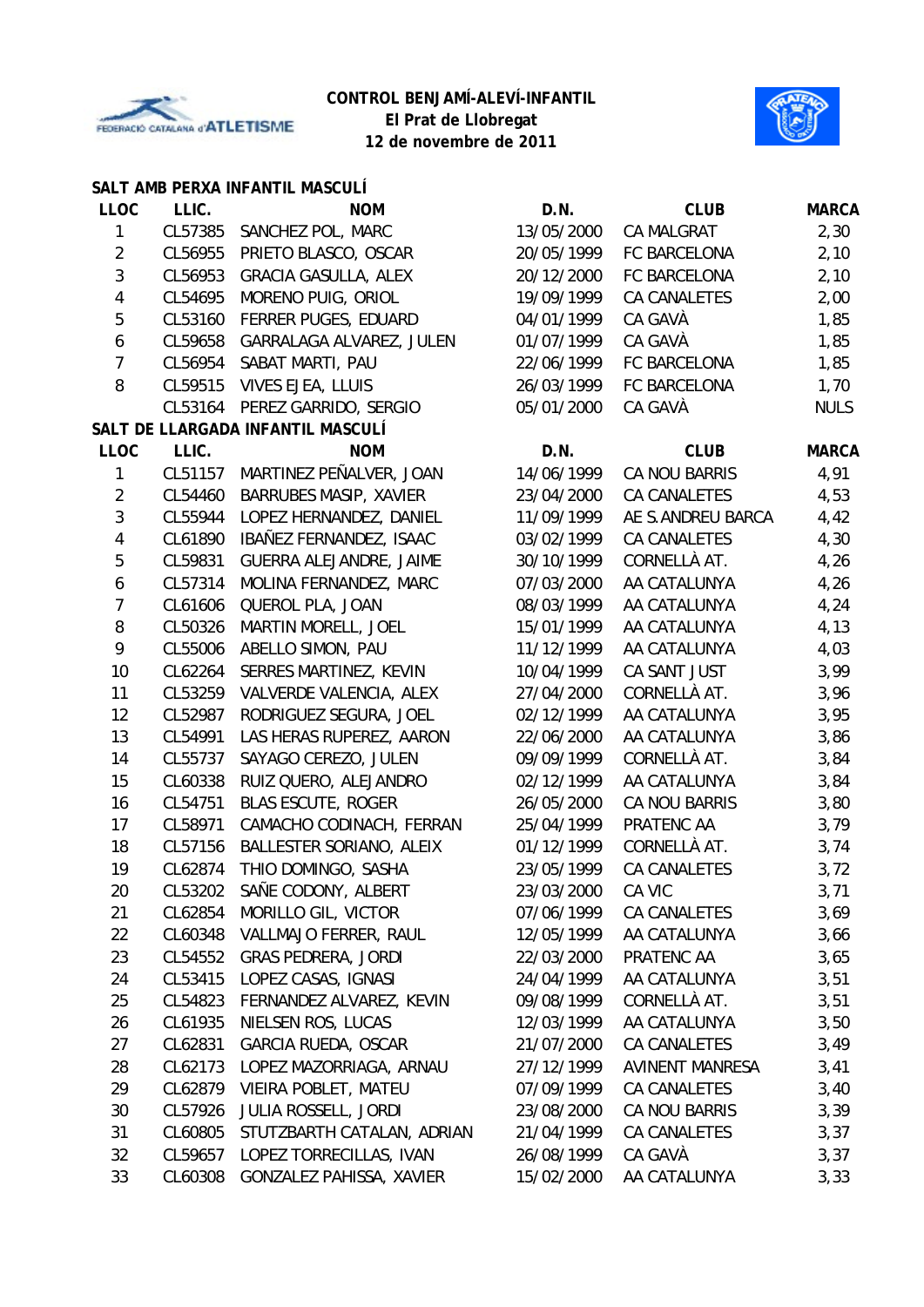**CONTROL BENJAMÍ-ALEVÍ-INFANTIL**
**El Prat de Llobregat**
**12 de novembre de 2011**

## SALT AMB PERXA INFANTIL MASCULÍ

| LLOC | LLIC. | NOM | D.N. | CLUB | MARCA |
|---|---|---|---|---|---|
| 1 | CL57385 | SANCHEZ POL, MARC | 13/05/2000 | CA MALGRAT | 2,30 |
| 2 | CL56955 | PRIETO BLASCO, OSCAR | 20/05/1999 | FC BARCELONA | 2,10 |
| 3 | CL56953 | GRACIA GASULLA, ALEX | 20/12/2000 | FC BARCELONA | 2,10 |
| 4 | CL54695 | MORENO PUIG, ORIOL | 19/09/1999 | CA CANALETES | 2,00 |
| 5 | CL53160 | FERRER PUGES, EDUARD | 04/01/1999 | CA GAVÀ | 1,85 |
| 6 | CL59658 | GARRALAGA ALVAREZ, JULEN | 01/07/1999 | CA GAVÀ | 1,85 |
| 7 | CL56954 | SABAT MARTI, PAU | 22/06/1999 | FC BARCELONA | 1,85 |
| 8 | CL59515 | VIVES EJEA, LLUIS | 26/03/1999 | FC BARCELONA | 1,70 |
| | CL53164 | PEREZ GARRIDO, SERGIO | 05/01/2000 | CA GAVÀ | NULS |

## SALT DE LLARGADA INFANTIL MASCULÍ

| LLOC | LLIC. | NOM | D.N. | CLUB | MARCA |
|---|---|---|---|---|---|
| 1 | CL51157 | MARTINEZ PEÑALVER, JOAN | 14/06/1999 | CA NOU BARRIS | 4,91 |
| 2 | CL54460 | BARRUBES MASIP, XAVIER | 23/04/2000 | CA CANALETES | 4,53 |
| 3 | CL55944 | LOPEZ HERNANDEZ, DANIEL | 11/09/1999 | AE S.ANDREU BARCA | 4,42 |
| 4 | CL61890 | IBAÑEZ FERNANDEZ, ISAAC | 03/02/1999 | CA CANALETES | 4,30 |
| 5 | CL59831 | GUERRA ALEJANDRE, JAIME | 30/10/1999 | CORNELLÀ AT. | 4,26 |
| 6 | CL57314 | MOLINA FERNANDEZ, MARC | 07/03/2000 | AA CATALUNYA | 4,26 |
| 7 | CL61606 | QUEROL PLA, JOAN | 08/03/1999 | AA CATALUNYA | 4,24 |
| 8 | CL50326 | MARTIN MORELL, JOEL | 15/01/1999 | AA CATALUNYA | 4,13 |
| 9 | CL55006 | ABELLO SIMON, PAU | 11/12/1999 | AA CATALUNYA | 4,03 |
| 10 | CL62264 | SERRES MARTINEZ, KEVIN | 10/04/1999 | CA SANT JUST | 3,99 |
| 11 | CL53259 | VALVERDE VALENCIA, ALEX | 27/04/2000 | CORNELLÀ AT. | 3,96 |
| 12 | CL52987 | RODRIGUEZ SEGURA, JOEL | 02/12/1999 | AA CATALUNYA | 3,95 |
| 13 | CL54991 | LAS HERAS RUPEREZ, AARON | 22/06/2000 | AA CATALUNYA | 3,86 |
| 14 | CL55737 | SAYAGO CEREZO, JULEN | 09/09/1999 | CORNELLÀ AT. | 3,84 |
| 15 | CL60338 | RUIZ QUERO, ALEJANDRO | 02/12/1999 | AA CATALUNYA | 3,84 |
| 16 | CL54751 | BLAS ESCUTE, ROGER | 26/05/2000 | CA NOU BARRIS | 3,80 |
| 17 | CL58971 | CAMACHO CODINACH, FERRAN | 25/04/1999 | PRATENC AA | 3,79 |
| 18 | CL57156 | BALLESTER SORIANO, ALEIX | 01/12/1999 | CORNELLÀ AT. | 3,74 |
| 19 | CL62874 | THIO DOMINGO, SASHA | 23/05/1999 | CA CANALETES | 3,72 |
| 20 | CL53202 | SAÑE CODONY, ALBERT | 23/03/2000 | CA VIC | 3,71 |
| 21 | CL62854 | MORILLO GIL, VICTOR | 07/06/1999 | CA CANALETES | 3,69 |
| 22 | CL60348 | VALLMAJO FERRER, RAUL | 12/05/1999 | AA CATALUNYA | 3,66 |
| 23 | CL54552 | GRAS PEDRERA, JORDI | 22/03/2000 | PRATENC AA | 3,65 |
| 24 | CL53415 | LOPEZ CASAS, IGNASI | 24/04/1999 | AA CATALUNYA | 3,51 |
| 25 | CL54823 | FERNANDEZ ALVAREZ, KEVIN | 09/08/1999 | CORNELLÀ AT. | 3,51 |
| 26 | CL61935 | NIELSEN ROS, LUCAS | 12/03/1999 | AA CATALUNYA | 3,50 |
| 27 | CL62831 | GARCIA RUEDA, OSCAR | 21/07/2000 | CA CANALETES | 3,49 |
| 28 | CL62173 | LOPEZ MAZORRIAGA, ARNAU | 27/12/1999 | AVINENT MANRESA | 3,41 |
| 29 | CL62879 | VIEIRA POBLET, MATEU | 07/09/1999 | CA CANALETES | 3,40 |
| 30 | CL57926 | JULIA ROSSELL, JORDI | 23/08/2000 | CA NOU BARRIS | 3,39 |
| 31 | CL60805 | STUTZBARTH CATALAN, ADRIAN | 21/04/1999 | CA CANALETES | 3,37 |
| 32 | CL59657 | LOPEZ TORRECILLAS, IVAN | 26/08/1999 | CA GAVÀ | 3,37 |
| 33 | CL60308 | GONZALEZ PAHISSA, XAVIER | 15/02/2000 | AA CATALUNYA | 3,33 |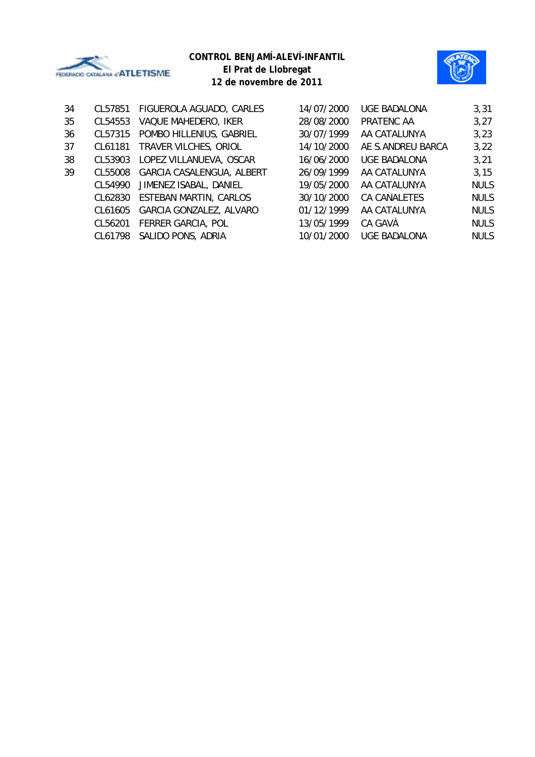**CONTROL BENJAMÍ-ALEVÍ-INFANTIL**
**El Prat de Llobregat**
**12 de novembre de 2011**

| | | | | | |
|---|---|---|---|---|---|
| 34 | CL57851 | FIGUEROLA AGUADO, CARLES | 14/07/2000 | UGE BADALONA | 3,31 |
| 35 | CL54553 | VAQUE MAHEDERO, IKER | 28/08/2000 | PRATENC AA | 3,27 |
| 36 | CL57315 | POMBO HILLENIUS, GABRIEL | 30/07/1999 | AA CATALUNYA | 3,23 |
| 37 | CL61181 | TRAVER VILCHES, ORIOL | 14/10/2000 | AE S.ANDREU BARCA | 3,22 |
| 38 | CL53903 | LOPEZ VILLANUEVA, OSCAR | 16/06/2000 | UGE BADALONA | 3,21 |
| 39 | CL55008 | GARCIA CASALENGUA, ALBERT | 26/09/1999 | AA CATALUNYA | 3,15 |
| | CL54990 | JIMENEZ ISABAL, DANIEL | 19/05/2000 | AA CATALUNYA | NULS |
| | CL62830 | ESTEBAN MARTIN, CARLOS | 30/10/2000 | CA CANALETES | NULS |
| | CL61605 | GARCIA GONZALEZ, ALVARO | 01/12/1999 | AA CATALUNYA | NULS |
| | CL56201 | FERRER GARCIA, POL | 13/05/1999 | CA GAVÀ | NULS |
| | CL61798 | SALIDO PONS, ADRIA | 10/01/2000 | UGE BADALONA | NULS |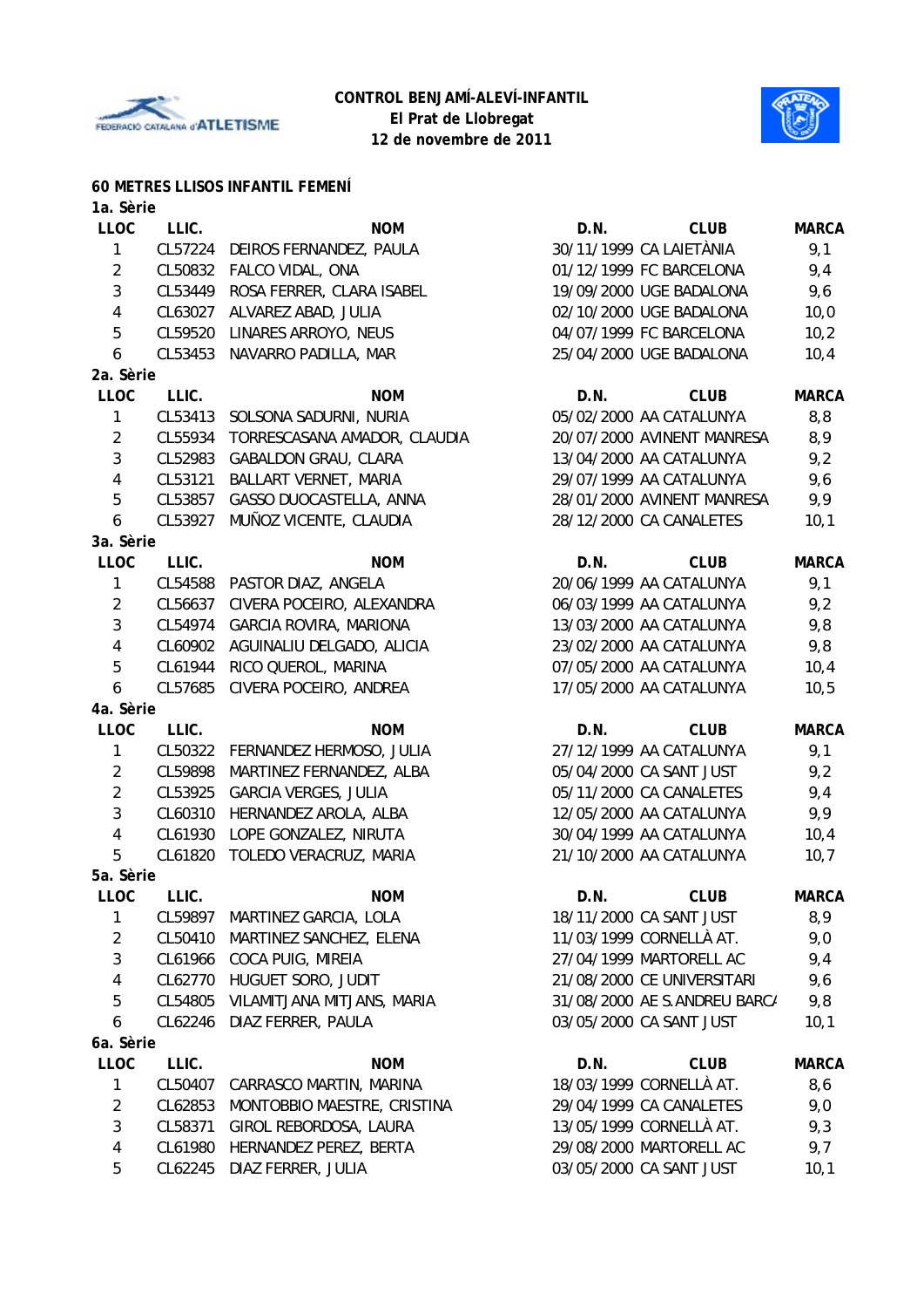**CONTROL BENJAMÍ-ALEVÍ-INFANTIL**
**El Prat de Llobregat**
**12 de novembre de 2011**

**60 METRES LLISOS INFANTIL FEMENÍ**

**1a. Sèrie**

| LLOC | LLIC. | NOM | D.N. | CLUB | MARCA |
|---|---|---|---|---|---|
| 1 | CL57224 | DEIROS FERNANDEZ, PAULA | 30/11/1999 | CA LAIETÀNIA | 9,1 |
| 2 | CL50832 | FALCO VIDAL, ONA | 01/12/1999 | FC BARCELONA | 9,4 |
| 3 | CL53449 | ROSA FERRER, CLARA ISABEL | 19/09/2000 | UGE BADALONA | 9,6 |
| 4 | CL63027 | ALVAREZ ABAD, JULIA | 02/10/2000 | UGE BADALONA | 10,0 |
| 5 | CL59520 | LINARES ARROYO, NEUS | 04/07/1999 | FC BARCELONA | 10,2 |
| 6 | CL53453 | NAVARRO PADILLA, MAR | 25/04/2000 | UGE BADALONA | 10,4 |

**2a. Sèrie**

| LLOC | LLIC. | NOM | D.N. | CLUB | MARCA |
|---|---|---|---|---|---|
| 1 | CL53413 | SOLSONA SADURNI, NURIA | 05/02/2000 | AA CATALUNYA | 8,8 |
| 2 | CL55934 | TORRESCASANA AMADOR, CLAUDIA | 20/07/2000 | AVINENT MANRESA | 8,9 |
| 3 | CL52983 | GABALDON GRAU, CLARA | 13/04/2000 | AA CATALUNYA | 9,2 |
| 4 | CL53121 | BALLART VERNET, MARIA | 29/07/1999 | AA CATALUNYA | 9,6 |
| 5 | CL53857 | GASSO DUOCASTELLA, ANNA | 28/01/2000 | AVINENT MANRESA | 9,9 |
| 6 | CL53927 | MUÑOZ VICENTE, CLAUDIA | 28/12/2000 | CA CANALETES | 10,1 |

**3a. Sèrie**

| LLOC | LLIC. | NOM | D.N. | CLUB | MARCA |
|---|---|---|---|---|---|
| 1 | CL54588 | PASTOR DIAZ, ANGELA | 20/06/1999 | AA CATALUNYA | 9,1 |
| 2 | CL56637 | CIVERA POCEIRO, ALEXANDRA | 06/03/1999 | AA CATALUNYA | 9,2 |
| 3 | CL54974 | GARCIA ROVIRA, MARIONA | 13/03/2000 | AA CATALUNYA | 9,8 |
| 4 | CL60902 | AGUINALIU DELGADO, ALICIA | 23/02/2000 | AA CATALUNYA | 9,8 |
| 5 | CL61944 | RICO QUEROL, MARINA | 07/05/2000 | AA CATALUNYA | 10,4 |
| 6 | CL57685 | CIVERA POCEIRO, ANDREA | 17/05/2000 | AA CATALUNYA | 10,5 |

**4a. Sèrie**

| LLOC | LLIC. | NOM | D.N. | CLUB | MARCA |
|---|---|---|---|---|---|
| 1 | CL50322 | FERNANDEZ HERMOSO, JULIA | 27/12/1999 | AA CATALUNYA | 9,1 |
| 2 | CL59898 | MARTINEZ FERNANDEZ, ALBA | 05/04/2000 | CA SANT JUST | 9,2 |
| 2 | CL53925 | GARCIA VERGES, JULIA | 05/11/2000 | CA CANALETES | 9,4 |
| 3 | CL60310 | HERNANDEZ AROLA, ALBA | 12/05/2000 | AA CATALUNYA | 9,9 |
| 4 | CL61930 | LOPE GONZALEZ, NIRUTA | 30/04/1999 | AA CATALUNYA | 10,4 |
| 5 | CL61820 | TOLEDO VERACRUZ, MARIA | 21/10/2000 | AA CATALUNYA | 10,7 |

**5a. Sèrie**

| LLOC | LLIC. | NOM | D.N. | CLUB | MARCA |
|---|---|---|---|---|---|
| 1 | CL59897 | MARTINEZ GARCIA, LOLA | 18/11/2000 | CA SANT JUST | 8,9 |
| 2 | CL50410 | MARTINEZ SANCHEZ, ELENA | 11/03/1999 | CORNELLÀ AT. | 9,0 |
| 3 | CL61966 | COCA PUIG, MIREIA | 27/04/1999 | MARTORELL AC | 9,4 |
| 4 | CL62770 | HUGUET SORO, JUDIT | 21/08/2000 | CE UNIVERSITARI | 9,6 |
| 5 | CL54805 | VILAMITJANA MITJANS, MARIA | 31/08/2000 | AE S.ANDREU BARCA | 9,8 |
| 6 | CL62246 | DIAZ FERRER, PAULA | 03/05/2000 | CA SANT JUST | 10,1 |

**6a. Sèrie**

| LLOC | LLIC. | NOM | D.N. | CLUB | MARCA |
|---|---|---|---|---|---|
| 1 | CL50407 | CARRASCO MARTIN, MARINA | 18/03/1999 | CORNELLÀ AT. | 8,6 |
| 2 | CL62853 | MONTOBBIO MAESTRE, CRISTINA | 29/04/1999 | CA CANALETES | 9,0 |
| 3 | CL58371 | GIROL REBORDOSA, LAURA | 13/05/1999 | CORNELLÀ AT. | 9,3 |
| 4 | CL61980 | HERNANDEZ PEREZ, BERTA | 29/08/2000 | MARTORELL AC | 9,7 |
| 5 | CL62245 | DIAZ FERRER, JULIA | 03/05/2000 | CA SANT JUST | 10,1 |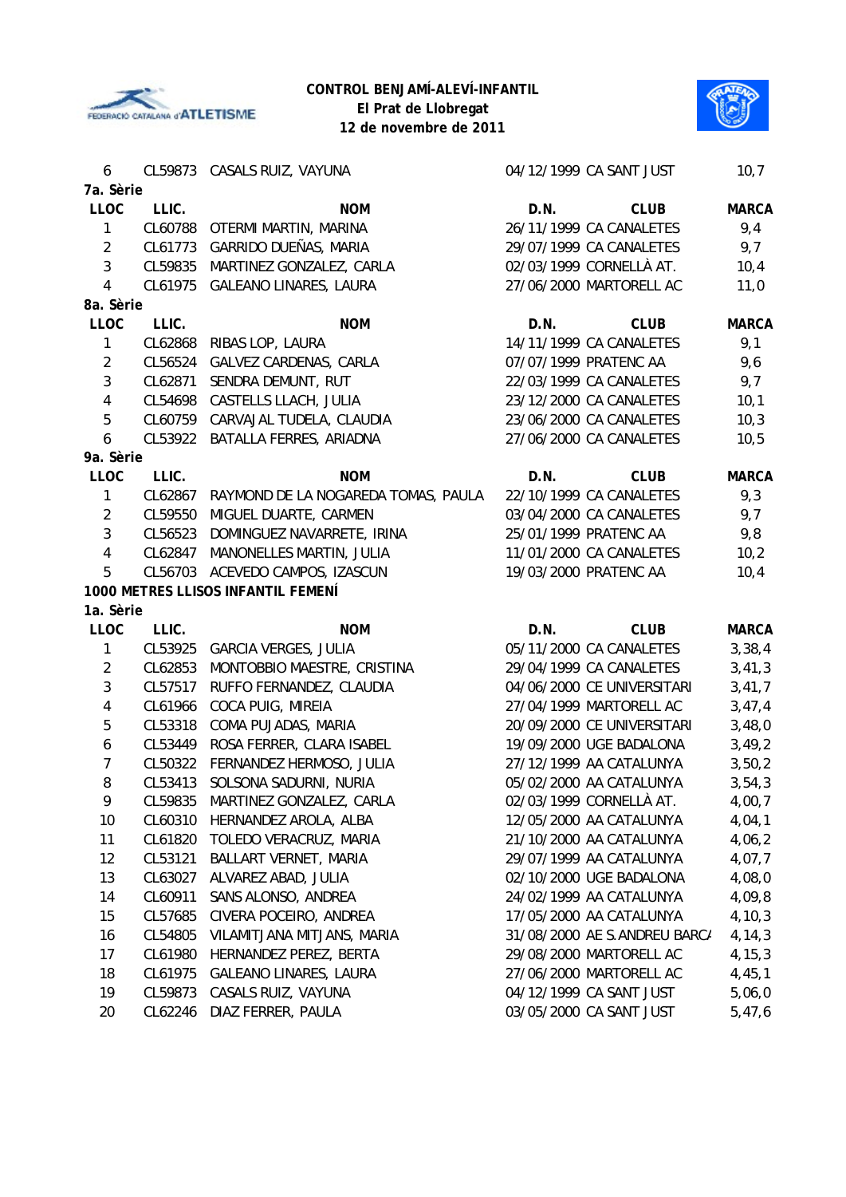| LLOC | LLIC. | NOM | D.N. | CLUB | MARCA |
|---|---|---|---|---|---|
| 6 | CL59873 | CASALS RUIZ, VAYUNA | 04/12/1999 | CA SANT JUST | 10,7 |

**7a. Sèrie**

| LLOC | LLIC. | NOM | D.N. | CLUB | MARCA |
|---|---|---|---|---|---|
| 1 | CL60788 | OTERMI MARTIN, MARINA | 26/11/1999 | CA CANALETES | 9,4 |
| 2 | CL61773 | GARRIDO DUEÑAS, MARIA | 29/07/1999 | CA CANALETES | 9,7 |
| 3 | CL59835 | MARTINEZ GONZALEZ, CARLA | 02/03/1999 | CORNELLÀ AT. | 10,4 |
| 4 | CL61975 | GALEANO LINARES, LAURA | 27/06/2000 | MARTORELL AC | 11,0 |

**8a. Sèrie**

| LLOC | LLIC. | NOM | D.N. | CLUB | MARCA |
|---|---|---|---|---|---|
| 1 | CL62868 | RIBAS LOP, LAURA | 14/11/1999 | CA CANALETES | 9,1 |
| 2 | CL56524 | GALVEZ CARDENAS, CARLA | 07/07/1999 | PRATENC AA | 9,6 |
| 3 | CL62871 | SENDRA DEMUNT, RUT | 22/03/1999 | CA CANALETES | 9,7 |
| 4 | CL54698 | CASTELLS LLACH, JULIA | 23/12/2000 | CA CANALETES | 10,1 |
| 5 | CL60759 | CARVAJAL TUDELA, CLAUDIA | 23/06/2000 | CA CANALETES | 10,3 |
| 6 | CL53922 | BATALLA FERRES, ARIADNA | 27/06/2000 | CA CANALETES | 10,5 |

**9a. Sèrie**

| LLOC | LLIC. | NOM | D.N. | CLUB | MARCA |
|---|---|---|---|---|---|
| 1 | CL62867 | RAYMOND DE LA NOGAREDA TOMAS, PAULA | 22/10/1999 | CA CANALETES | 9,3 |
| 2 | CL59550 | MIGUEL DUARTE, CARMEN | 03/04/2000 | CA CANALETES | 9,7 |
| 3 | CL56523 | DOMINGUEZ NAVARRETE, IRINA | 25/01/1999 | PRATENC AA | 9,8 |
| 4 | CL62847 | MANONELLES MARTIN, JULIA | 11/01/2000 | CA CANALETES | 10,2 |
| 5 | CL56703 | ACEVEDO CAMPOS, IZASCUN | 19/03/2000 | PRATENC AA | 10,4 |

**1000 METRES LLISOS INFANTIL FEMENÍ**

**1a. Sèrie**

| LLOC | LLIC. | NOM | D.N. | CLUB | MARCA |
|---|---|---|---|---|---|
| 1 | CL53925 | GARCIA VERGES, JULIA | 05/11/2000 | CA CANALETES | 3,38,4 |
| 2 | CL62853 | MONTOBBIO MAESTRE, CRISTINA | 29/04/1999 | CA CANALETES | 3,41,3 |
| 3 | CL57517 | RUFFO FERNANDEZ, CLAUDIA | 04/06/2000 | CE UNIVERSITARI | 3,41,7 |
| 4 | CL61966 | COCA PUIG, MIREIA | 27/04/1999 | MARTORELL AC | 3,47,4 |
| 5 | CL53318 | COMA PUJADAS, MARIA | 20/09/2000 | CE UNIVERSITARI | 3,48,0 |
| 6 | CL53449 | ROSA FERRER, CLARA ISABEL | 19/09/2000 | UGE BADALONA | 3,49,2 |
| 7 | CL50322 | FERNANDEZ HERMOSO, JULIA | 27/12/1999 | AA CATALUNYA | 3,50,2 |
| 8 | CL53413 | SOLSONA SADURNI, NURIA | 05/02/2000 | AA CATALUNYA | 3,54,3 |
| 9 | CL59835 | MARTINEZ GONZALEZ, CARLA | 02/03/1999 | CORNELLÀ AT. | 4,00,7 |
| 10 | CL60310 | HERNANDEZ AROLA, ALBA | 12/05/2000 | AA CATALUNYA | 4,04,1 |
| 11 | CL61820 | TOLEDO VERACRUZ, MARIA | 21/10/2000 | AA CATALUNYA | 4,06,2 |
| 12 | CL53121 | BALLART VERNET, MARIA | 29/07/1999 | AA CATALUNYA | 4,07,7 |
| 13 | CL63027 | ALVAREZ ABAD, JULIA | 02/10/2000 | UGE BADALONA | 4,08,0 |
| 14 | CL60911 | SANS ALONSO, ANDREA | 24/02/1999 | AA CATALUNYA | 4,09,8 |
| 15 | CL57685 | CIVERA POCEIRO, ANDREA | 17/05/2000 | AA CATALUNYA | 4,10,3 |
| 16 | CL54805 | VILAMITJANA MITJANS, MARIA | 31/08/2000 | AE S.ANDREU BARC/ | 4,14,3 |
| 17 | CL61980 | HERNANDEZ PEREZ, BERTA | 29/08/2000 | MARTORELL AC | 4,15,3 |
| 18 | CL61975 | GALEANO LINARES, LAURA | 27/06/2000 | MARTORELL AC | 4,45,1 |
| 19 | CL59873 | CASALS RUIZ, VAYUNA | 04/12/1999 | CA SANT JUST | 5,06,0 |
| 20 | CL62246 | DIAZ FERRER, PAULA | 03/05/2000 | CA SANT JUST | 5,47,6 |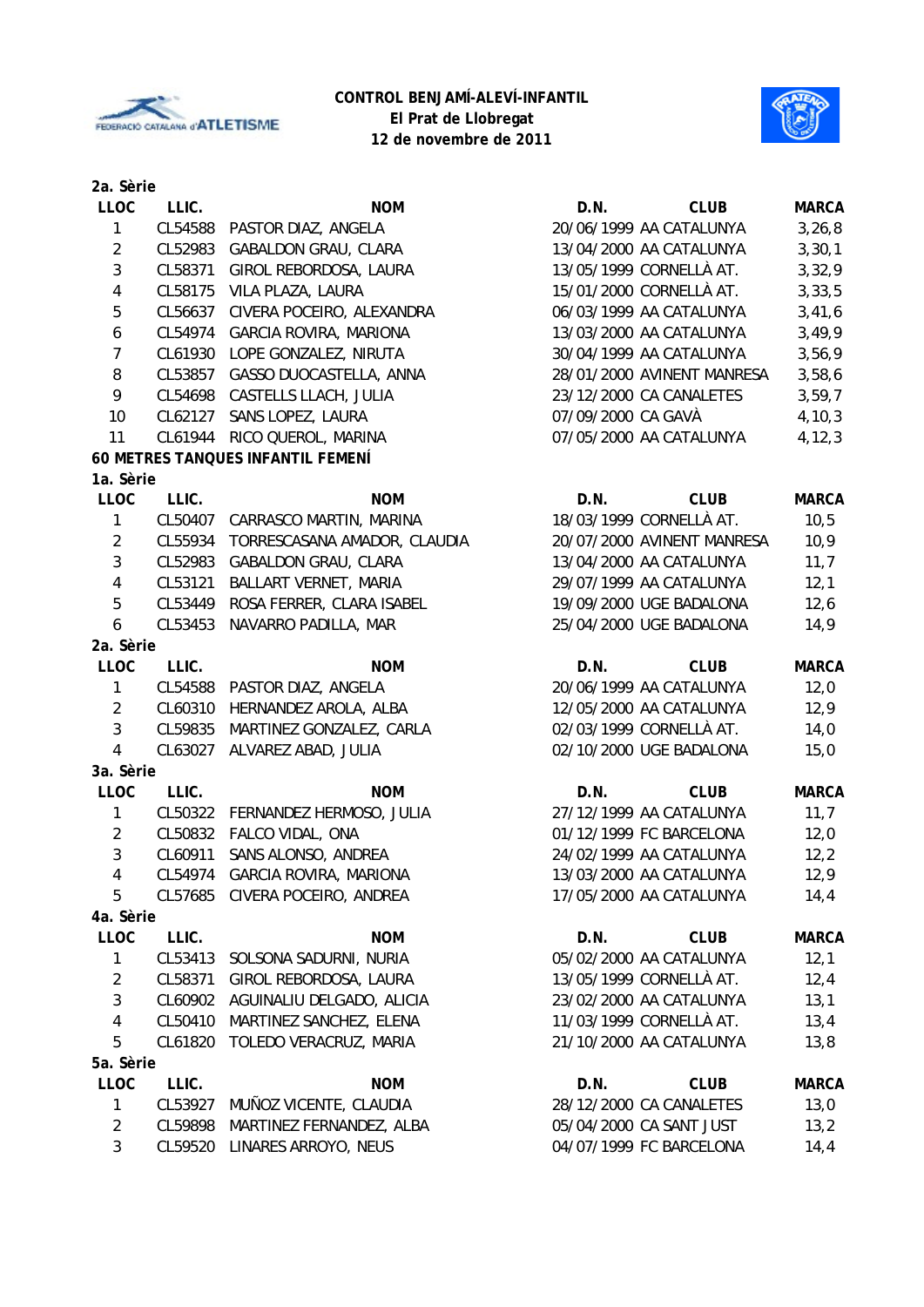**CONTROL BENJAMÍ-ALEVÍ-INFANTIL**
**El Prat de Llobregat**
**12 de novembre de 2011**

**2a. Sèrie**

| LLOC | LLIC. | NOM | D.N. | CLUB | MARCA |
|---|---|---|---|---|---|
| 1 | CL54588 | PASTOR DIAZ, ANGELA | 20/06/1999 | AA CATALUNYA | 3,26,8 |
| 2 | CL52983 | GABALDON GRAU, CLARA | 13/04/2000 | AA CATALUNYA | 3,30,1 |
| 3 | CL58371 | GIROL REBORDOSA, LAURA | 13/05/1999 | CORNELLÀ AT. | 3,32,9 |
| 4 | CL58175 | VILA PLAZA, LAURA | 15/01/2000 | CORNELLÀ AT. | 3,33,5 |
| 5 | CL56637 | CIVERA POCEIRO, ALEXANDRA | 06/03/1999 | AA CATALUNYA | 3,41,6 |
| 6 | CL54974 | GARCIA ROVIRA, MARIONA | 13/03/2000 | AA CATALUNYA | 3,49,9 |
| 7 | CL61930 | LOPE GONZALEZ, NIRUTA | 30/04/1999 | AA CATALUNYA | 3,56,9 |
| 8 | CL53857 | GASSO DUOCASTELLA, ANNA | 28/01/2000 | AVINENT MANRESA | 3,58,6 |
| 9 | CL54698 | CASTELLS LLACH, JULIA | 23/12/2000 | CA CANALETES | 3,59,7 |
| 10 | CL62127 | SANS LOPEZ, LAURA | 07/09/2000 | CA GAVÀ | 4,10,3 |
| 11 | CL61944 | RICO QUEROL, MARINA | 07/05/2000 | AA CATALUNYA | 4,12,3 |

**60 METRES TANQUES INFANTIL FEMENÍ**

**1a. Sèrie**

| LLOC | LLIC. | NOM | D.N. | CLUB | MARCA |
|---|---|---|---|---|---|
| 1 | CL50407 | CARRASCO MARTIN, MARINA | 18/03/1999 | CORNELLÀ AT. | 10,5 |
| 2 | CL55934 | TORRESCASANA AMADOR, CLAUDIA | 20/07/2000 | AVINENT MANRESA | 10,9 |
| 3 | CL52983 | GABALDON GRAU, CLARA | 13/04/2000 | AA CATALUNYA | 11,7 |
| 4 | CL53121 | BALLART VERNET, MARIA | 29/07/1999 | AA CATALUNYA | 12,1 |
| 5 | CL53449 | ROSA FERRER, CLARA ISABEL | 19/09/2000 | UGE BADALONA | 12,6 |
| 6 | CL53453 | NAVARRO PADILLA, MAR | 25/04/2000 | UGE BADALONA | 14,9 |

**2a. Sèrie**

| LLOC | LLIC. | NOM | D.N. | CLUB | MARCA |
|---|---|---|---|---|---|
| 1 | CL54588 | PASTOR DIAZ, ANGELA | 20/06/1999 | AA CATALUNYA | 12,0 |
| 2 | CL60310 | HERNANDEZ AROLA, ALBA | 12/05/2000 | AA CATALUNYA | 12,9 |
| 3 | CL59835 | MARTINEZ GONZALEZ, CARLA | 02/03/1999 | CORNELLÀ AT. | 14,0 |
| 4 | CL63027 | ALVAREZ ABAD, JULIA | 02/10/2000 | UGE BADALONA | 15,0 |

**3a. Sèrie**

| LLOC | LLIC. | NOM | D.N. | CLUB | MARCA |
|---|---|---|---|---|---|
| 1 | CL50322 | FERNANDEZ HERMOSO, JULIA | 27/12/1999 | AA CATALUNYA | 11,7 |
| 2 | CL50832 | FALCO VIDAL, ONA | 01/12/1999 | FC BARCELONA | 12,0 |
| 3 | CL60911 | SANS ALONSO, ANDREA | 24/02/1999 | AA CATALUNYA | 12,2 |
| 4 | CL54974 | GARCIA ROVIRA, MARIONA | 13/03/2000 | AA CATALUNYA | 12,9 |
| 5 | CL57685 | CIVERA POCEIRO, ANDREA | 17/05/2000 | AA CATALUNYA | 14,4 |

**4a. Sèrie**

| LLOC | LLIC. | NOM | D.N. | CLUB | MARCA |
|---|---|---|---|---|---|
| 1 | CL53413 | SOLSONA SADURNI, NURIA | 05/02/2000 | AA CATALUNYA | 12,1 |
| 2 | CL58371 | GIROL REBORDOSA, LAURA | 13/05/1999 | CORNELLÀ AT. | 12,4 |
| 3 | CL60902 | AGUINALIU DELGADO, ALICIA | 23/02/2000 | AA CATALUNYA | 13,1 |
| 4 | CL50410 | MARTINEZ SANCHEZ, ELENA | 11/03/1999 | CORNELLÀ AT. | 13,4 |
| 5 | CL61820 | TOLEDO VERACRUZ, MARIA | 21/10/2000 | AA CATALUNYA | 13,8 |

**5a. Sèrie**

| LLOC | LLIC. | NOM | D.N. | CLUB | MARCA |
|---|---|---|---|---|---|
| 1 | CL53927 | MUÑOZ VICENTE, CLAUDIA | 28/12/2000 | CA CANALETES | 13,0 |
| 2 | CL59898 | MARTINEZ FERNANDEZ, ALBA | 05/04/2000 | CA SANT JUST | 13,2 |
| 3 | CL59520 | LINARES ARROYO, NEUS | 04/07/1999 | FC BARCELONA | 14,4 |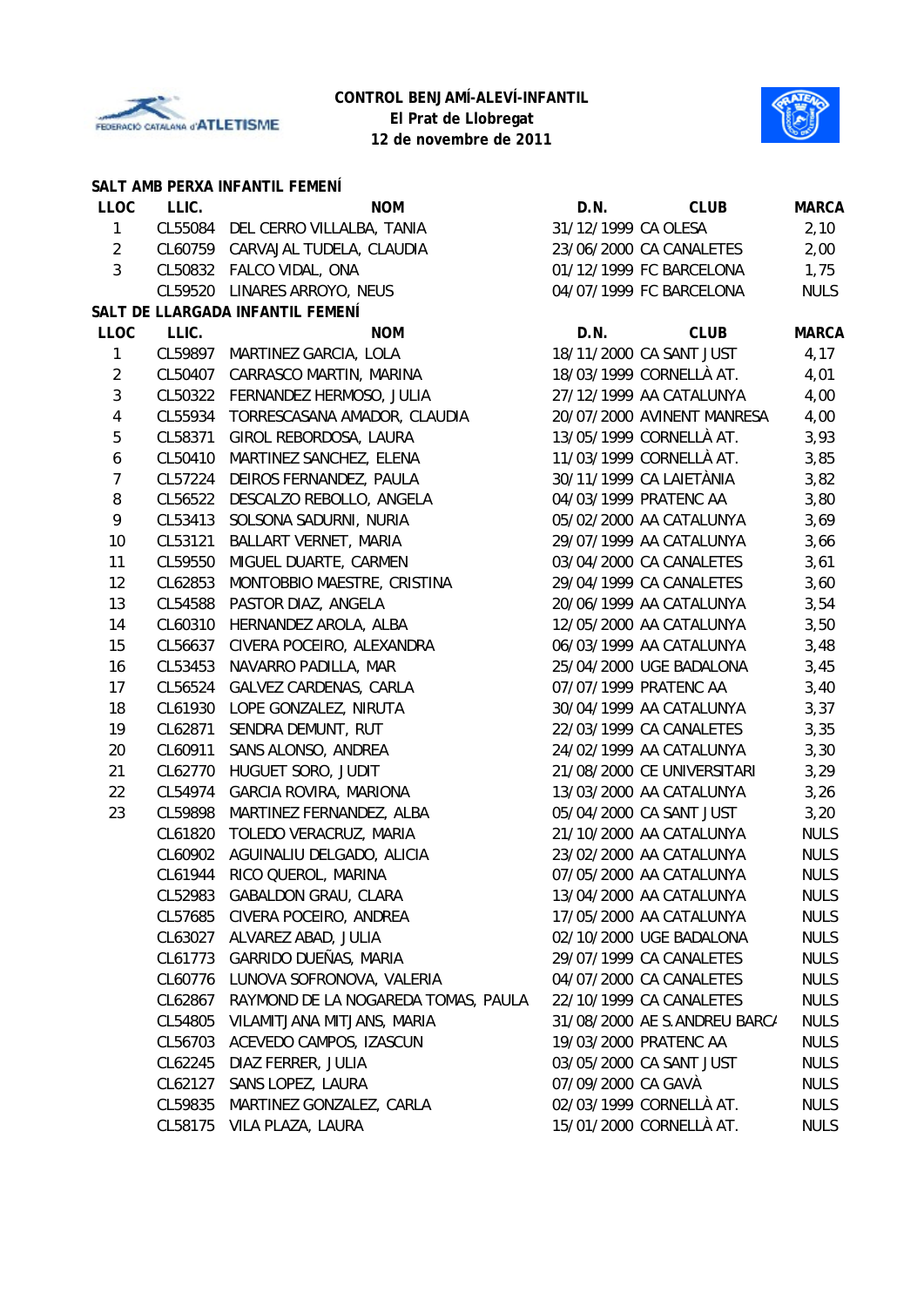**CONTROL BENJAMÍ-ALEVÍ-INFANTIL**
**El Prat de Llobregat**
**12 de novembre de 2011**

**SALT AMB PERXA INFANTIL FEMENÍ**

| LLOC | LLIC. | NOM | D.N. | CLUB | MARCA |
|---|---|---|---|---|---|
| 1 | CL55084 | DEL CERRO VILLALBA, TANIA | 31/12/1999 | CA OLESA | 2,10 |
| 2 | CL60759 | CARVAJAL TUDELA, CLAUDIA | 23/06/2000 | CA CANALETES | 2,00 |
| 3 | CL50832 | FALCO VIDAL, ONA | 01/12/1999 | FC BARCELONA | 1,75 |
| | CL59520 | LINARES ARROYO, NEUS | 04/07/1999 | FC BARCELONA | NULS |

**SALT DE LLARGADA INFANTIL FEMENÍ**

| LLOC | LLIC. | NOM | D.N. | CLUB | MARCA |
|---|---|---|---|---|---|
| 1 | CL59897 | MARTINEZ GARCIA, LOLA | 18/11/2000 | CA SANT JUST | 4,17 |
| 2 | CL50407 | CARRASCO MARTIN, MARINA | 18/03/1999 | CORNELLÀ AT. | 4,01 |
| 3 | CL50322 | FERNANDEZ HERMOSO, JULIA | 27/12/1999 | AA CATALUNYA | 4,00 |
| 4 | CL55934 | TORRESCASANA AMADOR, CLAUDIA | 20/07/2000 | AVINENT MANRESA | 4,00 |
| 5 | CL58371 | GIROL REBORDOSA, LAURA | 13/05/1999 | CORNELLÀ AT. | 3,93 |
| 6 | CL50410 | MARTINEZ SANCHEZ, ELENA | 11/03/1999 | CORNELLÀ AT. | 3,85 |
| 7 | CL57224 | DEIROS FERNANDEZ, PAULA | 30/11/1999 | CA LAIETÀNIA | 3,82 |
| 8 | CL56522 | DESCALZO REBOLLO, ANGELA | 04/03/1999 | PRATENC AA | 3,80 |
| 9 | CL53413 | SOLSONA SADURNI, NURIA | 05/02/2000 | AA CATALUNYA | 3,69 |
| 10 | CL53121 | BALLART VERNET, MARIA | 29/07/1999 | AA CATALUNYA | 3,66 |
| 11 | CL59550 | MIGUEL DUARTE, CARMEN | 03/04/2000 | CA CANALETES | 3,61 |
| 12 | CL62853 | MONTOBBIO MAESTRE, CRISTINA | 29/04/1999 | CA CANALETES | 3,60 |
| 13 | CL54588 | PASTOR DIAZ, ANGELA | 20/06/1999 | AA CATALUNYA | 3,54 |
| 14 | CL60310 | HERNANDEZ AROLA, ALBA | 12/05/2000 | AA CATALUNYA | 3,50 |
| 15 | CL56637 | CIVERA POCEIRO, ALEXANDRA | 06/03/1999 | AA CATALUNYA | 3,48 |
| 16 | CL53453 | NAVARRO PADILLA, MAR | 25/04/2000 | UGE BADALONA | 3,45 |
| 17 | CL56524 | GALVEZ CARDENAS, CARLA | 07/07/1999 | PRATENC AA | 3,40 |
| 18 | CL61930 | LOPE GONZALEZ, NIRUTA | 30/04/1999 | AA CATALUNYA | 3,37 |
| 19 | CL62871 | SENDRA DEMUNT, RUT | 22/03/1999 | CA CANALETES | 3,35 |
| 20 | CL60911 | SANS ALONSO, ANDREA | 24/02/1999 | AA CATALUNYA | 3,30 |
| 21 | CL62770 | HUGUET SORO, JUDIT | 21/08/2000 | CE UNIVERSITARI | 3,29 |
| 22 | CL54974 | GARCIA ROVIRA, MARIONA | 13/03/2000 | AA CATALUNYA | 3,26 |
| 23 | CL59898 | MARTINEZ FERNANDEZ, ALBA | 05/04/2000 | CA SANT JUST | 3,20 |
| | CL61820 | TOLEDO VERACRUZ, MARIA | 21/10/2000 | AA CATALUNYA | NULS |
| | CL60902 | AGUINALIU DELGADO, ALICIA | 23/02/2000 | AA CATALUNYA | NULS |
| | CL61944 | RICO QUEROL, MARINA | 07/05/2000 | AA CATALUNYA | NULS |
| | CL52983 | GABALDON GRAU, CLARA | 13/04/2000 | AA CATALUNYA | NULS |
| | CL57685 | CIVERA POCEIRO, ANDREA | 17/05/2000 | AA CATALUNYA | NULS |
| | CL63027 | ALVAREZ ABAD, JULIA | 02/10/2000 | UGE BADALONA | NULS |
| | CL61773 | GARRIDO DUEÑAS, MARIA | 29/07/1999 | CA CANALETES | NULS |
| | CL60776 | LUNOVA SOFRONOVA, VALERIA | 04/07/2000 | CA CANALETES | NULS |
| | CL62867 | RAYMOND DE LA NOGAREDA TOMAS, PAULA | 22/10/1999 | CA CANALETES | NULS |
| | CL54805 | VILAMITJANA MITJANS, MARIA | 31/08/2000 | AE S.ANDREU BARC/ | NULS |
| | CL56703 | ACEVEDO CAMPOS, IZASCUN | 19/03/2000 | PRATENC AA | NULS |
| | CL62245 | DIAZ FERRER, JULIA | 03/05/2000 | CA SANT JUST | NULS |
| | CL62127 | SANS LOPEZ, LAURA | 07/09/2000 | CA GAVÀ | NULS |
| | CL59835 | MARTINEZ GONZALEZ, CARLA | 02/03/1999 | CORNELLÀ AT. | NULS |
| | CL58175 | VILA PLAZA, LAURA | 15/01/2000 | CORNELLÀ AT. | NULS |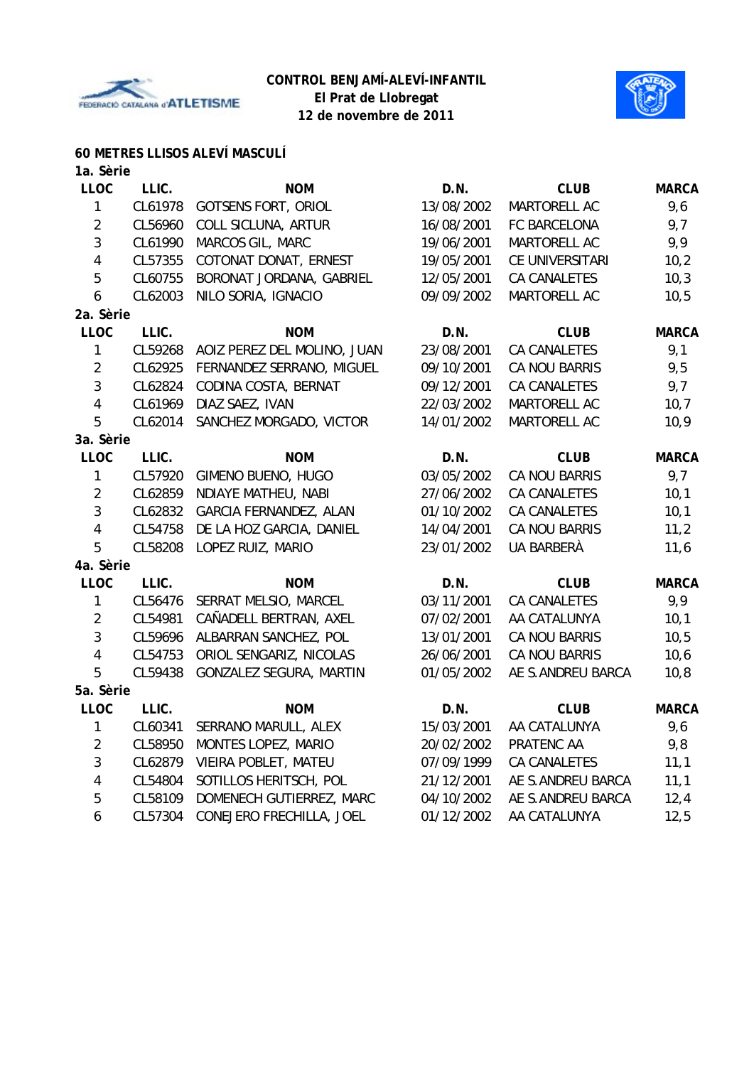**CONTROL BENJAMÍ-ALEVÍ-INFANTIL**
**El Prat de Llobregat**
**12 de novembre de 2011**

## 60 METRES LLISOS ALEVÍ MASCULÍ

### 1a. Sèrie

| LLOC | LLIC. | NOM | D.N. | CLUB | MARCA |
|---|---|---|---|---|---|
| 1 | CL61978 | GOTSENS FORT, ORIOL | 13/08/2002 | MARTORELL AC | 9,6 |
| 2 | CL56960 | COLL SICLUNA, ARTUR | 16/08/2001 | FC BARCELONA | 9,7 |
| 3 | CL61990 | MARCOS GIL, MARC | 19/06/2001 | MARTORELL AC | 9,9 |
| 4 | CL57355 | COTONAT DONAT, ERNEST | 19/05/2001 | CE UNIVERSITARI | 10,2 |
| 5 | CL60755 | BORONAT JORDANA, GABRIEL | 12/05/2001 | CA CANALETES | 10,3 |
| 6 | CL62003 | NILO SORIA, IGNACIO | 09/09/2002 | MARTORELL AC | 10,5 |

### 2a. Sèrie

| LLOC | LLIC. | NOM | D.N. | CLUB | MARCA |
|---|---|---|---|---|---|
| 1 | CL59268 | AOIZ PEREZ DEL MOLINO, JUAN | 23/08/2001 | CA CANALETES | 9,1 |
| 2 | CL62925 | FERNANDEZ SERRANO, MIGUEL | 09/10/2001 | CA NOU BARRIS | 9,5 |
| 3 | CL62824 | CODINA COSTA, BERNAT | 09/12/2001 | CA CANALETES | 9,7 |
| 4 | CL61969 | DIAZ SAEZ, IVAN | 22/03/2002 | MARTORELL AC | 10,7 |
| 5 | CL62014 | SANCHEZ MORGADO, VICTOR | 14/01/2002 | MARTORELL AC | 10,9 |

### 3a. Sèrie

| LLOC | LLIC. | NOM | D.N. | CLUB | MARCA |
|---|---|---|---|---|---|
| 1 | CL57920 | GIMENO BUENO, HUGO | 03/05/2002 | CA NOU BARRIS | 9,7 |
| 2 | CL62859 | NDIAYE MATHEU, NABI | 27/06/2002 | CA CANALETES | 10,1 |
| 3 | CL62832 | GARCIA FERNANDEZ, ALAN | 01/10/2002 | CA CANALETES | 10,1 |
| 4 | CL54758 | DE LA HOZ GARCIA, DANIEL | 14/04/2001 | CA NOU BARRIS | 11,2 |
| 5 | CL58208 | LOPEZ RUIZ, MARIO | 23/01/2002 | UA BARBERÀ | 11,6 |

### 4a. Sèrie

| LLOC | LLIC. | NOM | D.N. | CLUB | MARCA |
|---|---|---|---|---|---|
| 1 | CL56476 | SERRAT MELSIO, MARCEL | 03/11/2001 | CA CANALETES | 9,9 |
| 2 | CL54981 | CAÑADELL BERTRAN, AXEL | 07/02/2001 | AA CATALUNYA | 10,1 |
| 3 | CL59696 | ALBARRAN SANCHEZ, POL | 13/01/2001 | CA NOU BARRIS | 10,5 |
| 4 | CL54753 | ORIOL SENGARIZ, NICOLAS | 26/06/2001 | CA NOU BARRIS | 10,6 |
| 5 | CL59438 | GONZALEZ SEGURA, MARTIN | 01/05/2002 | AE S.ANDREU BARCA | 10,8 |

### 5a. Sèrie

| LLOC | LLIC. | NOM | D.N. | CLUB | MARCA |
|---|---|---|---|---|---|
| 1 | CL60341 | SERRANO MARULL, ALEX | 15/03/2001 | AA CATALUNYA | 9,6 |
| 2 | CL58950 | MONTES LOPEZ, MARIO | 20/02/2002 | PRATENC AA | 9,8 |
| 3 | CL62879 | VIEIRA POBLET, MATEU | 07/09/1999 | CA CANALETES | 11,1 |
| 4 | CL54804 | SOTILLOS HERITSCH, POL | 21/12/2001 | AE S.ANDREU BARCA | 11,1 |
| 5 | CL58109 | DOMENECH GUTIERREZ, MARC | 04/10/2002 | AE S.ANDREU BARCA | 12,4 |
| 6 | CL57304 | CONEJERO FRECHILLA, JOEL | 01/12/2002 | AA CATALUNYA | 12,5 |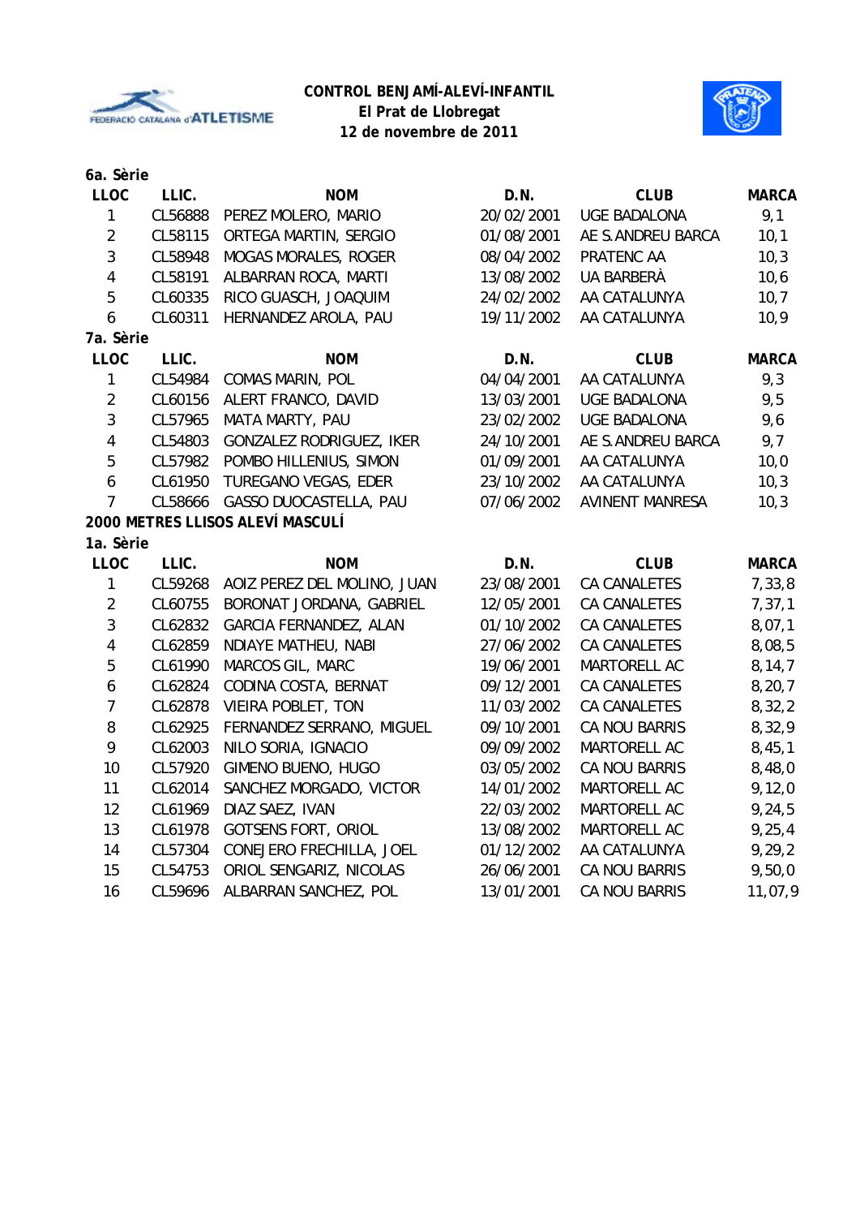**CONTROL BENJAMÍ-ALEVÍ-INFANTIL**
**El Prat de Llobregat**
**12 de novembre de 2011**

**6a. Sèrie**

| LLOC | LLIC. | NOM | D.N. | CLUB | MARCA |
|---|---|---|---|---|---|
| 1 | CL56888 | PEREZ MOLERO, MARIO | 20/02/2001 | UGE BADALONA | 9,1 |
| 2 | CL58115 | ORTEGA MARTIN, SERGIO | 01/08/2001 | AE S.ANDREU BARCA | 10,1 |
| 3 | CL58948 | MOGAS MORALES, ROGER | 08/04/2002 | PRATENC AA | 10,3 |
| 4 | CL58191 | ALBARRAN ROCA, MARTI | 13/08/2002 | UA BARBERÀ | 10,6 |
| 5 | CL60335 | RICO GUASCH, JOAQUIM | 24/02/2002 | AA CATALUNYA | 10,7 |
| 6 | CL60311 | HERNANDEZ AROLA, PAU | 19/11/2002 | AA CATALUNYA | 10,9 |

**7a. Sèrie**

| LLOC | LLIC. | NOM | D.N. | CLUB | MARCA |
|---|---|---|---|---|---|
| 1 | CL54984 | COMAS MARIN, POL | 04/04/2001 | AA CATALUNYA | 9,3 |
| 2 | CL60156 | ALERT FRANCO, DAVID | 13/03/2001 | UGE BADALONA | 9,5 |
| 3 | CL57965 | MATA MARTY, PAU | 23/02/2002 | UGE BADALONA | 9,6 |
| 4 | CL54803 | GONZALEZ RODRIGUEZ, IKER | 24/10/2001 | AE S.ANDREU BARCA | 9,7 |
| 5 | CL57982 | POMBO HILLENIUS, SIMON | 01/09/2001 | AA CATALUNYA | 10,0 |
| 6 | CL61950 | TUREGANO VEGAS, EDER | 23/10/2002 | AA CATALUNYA | 10,3 |
| 7 | CL58666 | GASSO DUOCASTELLA, PAU | 07/06/2002 | AVINENT MANRESA | 10,3 |

**2000 METRES LLISOS ALEVÍ MASCULÍ**

**1a. Sèrie**

| LLOC | LLIC. | NOM | D.N. | CLUB | MARCA |
|---|---|---|---|---|---|
| 1 | CL59268 | AOIZ PEREZ DEL MOLINO, JUAN | 23/08/2001 | CA CANALETES | 7,33,8 |
| 2 | CL60755 | BORONAT JORDANA, GABRIEL | 12/05/2001 | CA CANALETES | 7,37,1 |
| 3 | CL62832 | GARCIA FERNANDEZ, ALAN | 01/10/2002 | CA CANALETES | 8,07,1 |
| 4 | CL62859 | NDIAYE MATHEU, NABI | 27/06/2002 | CA CANALETES | 8,08,5 |
| 5 | CL61990 | MARCOS GIL, MARC | 19/06/2001 | MARTORELL AC | 8,14,7 |
| 6 | CL62824 | CODINA COSTA, BERNAT | 09/12/2001 | CA CANALETES | 8,20,7 |
| 7 | CL62878 | VIEIRA POBLET, TON | 11/03/2002 | CA CANALETES | 8,32,2 |
| 8 | CL62925 | FERNANDEZ SERRANO, MIGUEL | 09/10/2001 | CA NOU BARRIS | 8,32,9 |
| 9 | CL62003 | NILO SORIA, IGNACIO | 09/09/2002 | MARTORELL AC | 8,45,1 |
| 10 | CL57920 | GIMENO BUENO, HUGO | 03/05/2002 | CA NOU BARRIS | 8,48,0 |
| 11 | CL62014 | SANCHEZ MORGADO, VICTOR | 14/01/2002 | MARTORELL AC | 9,12,0 |
| 12 | CL61969 | DIAZ SAEZ, IVAN | 22/03/2002 | MARTORELL AC | 9,24,5 |
| 13 | CL61978 | GOTSENS FORT, ORIOL | 13/08/2002 | MARTORELL AC | 9,25,4 |
| 14 | CL57304 | CONEJERO FRECHILLA, JOEL | 01/12/2002 | AA CATALUNYA | 9,29,2 |
| 15 | CL54753 | ORIOL SENGARIZ, NICOLAS | 26/06/2001 | CA NOU BARRIS | 9,50,0 |
| 16 | CL59696 | ALBARRAN SANCHEZ, POL | 13/01/2001 | CA NOU BARRIS | 11,07,9 |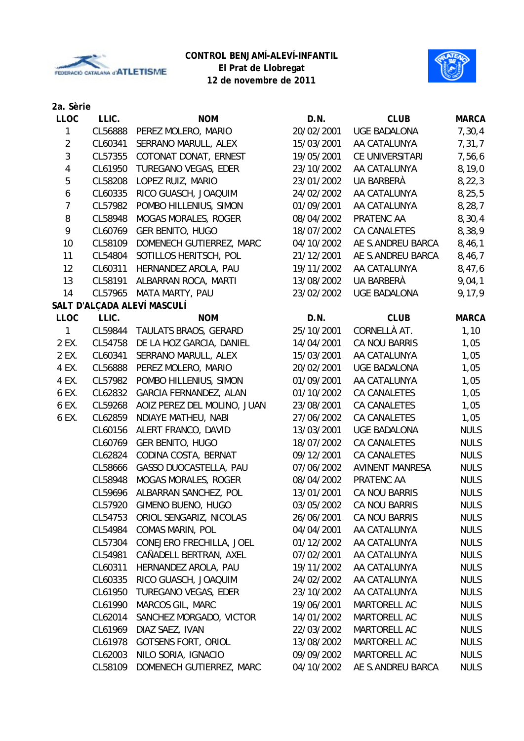**CONTROL BENJAMÍ-ALEVÍ-INFANTIL**
**El Prat de Llobregat**
**12 de novembre de 2011**

**2a. Sèrie**

| LLOC | LLIC. | NOM | D.N. | CLUB | MARCA |
|---|---|---|---|---|---|
| 1 | CL56888 | PEREZ MOLERO, MARIO | 20/02/2001 | UGE BADALONA | 7,30,4 |
| 2 | CL60341 | SERRANO MARULL, ALEX | 15/03/2001 | AA CATALUNYA | 7,31,7 |
| 3 | CL57355 | COTONAT DONAT, ERNEST | 19/05/2001 | CE UNIVERSITARI | 7,56,6 |
| 4 | CL61950 | TUREGANO VEGAS, EDER | 23/10/2002 | AA CATALUNYA | 8,19,0 |
| 5 | CL58208 | LOPEZ RUIZ, MARIO | 23/01/2002 | UA BARBERÀ | 8,22,3 |
| 6 | CL60335 | RICO GUASCH, JOAQUIM | 24/02/2002 | AA CATALUNYA | 8,25,5 |
| 7 | CL57982 | POMBO HILLENIUS, SIMON | 01/09/2001 | AA CATALUNYA | 8,28,7 |
| 8 | CL58948 | MOGAS MORALES, ROGER | 08/04/2002 | PRATENC AA | 8,30,4 |
| 9 | CL60769 | GER BENITO, HUGO | 18/07/2002 | CA CANALETES | 8,38,9 |
| 10 | CL58109 | DOMENECH GUTIERREZ, MARC | 04/10/2002 | AE S.ANDREU BARCA | 8,46,1 |
| 11 | CL54804 | SOTILLOS HERITSCH, POL | 21/12/2001 | AE S.ANDREU BARCA | 8,46,7 |
| 12 | CL60311 | HERNANDEZ AROLA, PAU | 19/11/2002 | AA CATALUNYA | 8,47,6 |
| 13 | CL58191 | ALBARRAN ROCA, MARTI | 13/08/2002 | UA BARBERÀ | 9,04,1 |
| 14 | CL57965 | MATA MARTY, PAU | 23/02/2002 | UGE BADALONA | 9,17,9 |

**SALT D'ALÇADA ALEVÍ MASCULÍ**

| LLOC | LLIC. | NOM | D.N. | CLUB | MARCA |
|---|---|---|---|---|---|
| 1 | CL59844 | TAULATS BRAOS, GERARD | 25/10/2001 | CORNELLÀ AT. | 1,10 |
| 2 EX. | CL54758 | DE LA HOZ GARCIA, DANIEL | 14/04/2001 | CA NOU BARRIS | 1,05 |
| 2 EX. | CL60341 | SERRANO MARULL, ALEX | 15/03/2001 | AA CATALUNYA | 1,05 |
| 4 EX. | CL56888 | PEREZ MOLERO, MARIO | 20/02/2001 | UGE BADALONA | 1,05 |
| 4 EX. | CL57982 | POMBO HILLENIUS, SIMON | 01/09/2001 | AA CATALUNYA | 1,05 |
| 6 EX. | CL62832 | GARCIA FERNANDEZ, ALAN | 01/10/2002 | CA CANALETES | 1,05 |
| 6 EX. | CL59268 | AOIZ PEREZ DEL MOLINO, JUAN | 23/08/2001 | CA CANALETES | 1,05 |
| 6 EX. | CL62859 | NDIAYE MATHEU, NABI | 27/06/2002 | CA CANALETES | 1,05 |
| | CL60156 | ALERT FRANCO, DAVID | 13/03/2001 | UGE BADALONA | NULS |
| | CL60769 | GER BENITO, HUGO | 18/07/2002 | CA CANALETES | NULS |
| | CL62824 | CODINA COSTA, BERNAT | 09/12/2001 | CA CANALETES | NULS |
| | CL58666 | GASSO DUOCASTELLA, PAU | 07/06/2002 | AVINENT MANRESA | NULS |
| | CL58948 | MOGAS MORALES, ROGER | 08/04/2002 | PRATENC AA | NULS |
| | CL59696 | ALBARRAN SANCHEZ, POL | 13/01/2001 | CA NOU BARRIS | NULS |
| | CL57920 | GIMENO BUENO, HUGO | 03/05/2002 | CA NOU BARRIS | NULS |
| | CL54753 | ORIOL SENGARIZ, NICOLAS | 26/06/2001 | CA NOU BARRIS | NULS |
| | CL54984 | COMAS MARIN, POL | 04/04/2001 | AA CATALUNYA | NULS |
| | CL57304 | CONEJERO FRECHILLA, JOEL | 01/12/2002 | AA CATALUNYA | NULS |
| | CL54981 | CAÑADELL BERTRAN, AXEL | 07/02/2001 | AA CATALUNYA | NULS |
| | CL60311 | HERNANDEZ AROLA, PAU | 19/11/2002 | AA CATALUNYA | NULS |
| | CL60335 | RICO GUASCH, JOAQUIM | 24/02/2002 | AA CATALUNYA | NULS |
| | CL61950 | TUREGANO VEGAS, EDER | 23/10/2002 | AA CATALUNYA | NULS |
| | CL61990 | MARCOS GIL, MARC | 19/06/2001 | MARTORELL AC | NULS |
| | CL62014 | SANCHEZ MORGADO, VICTOR | 14/01/2002 | MARTORELL AC | NULS |
| | CL61969 | DIAZ SAEZ, IVAN | 22/03/2002 | MARTORELL AC | NULS |
| | CL61978 | GOTSENS FORT, ORIOL | 13/08/2002 | MARTORELL AC | NULS |
| | CL62003 | NILO SORIA, IGNACIO | 09/09/2002 | MARTORELL AC | NULS |
| | CL58109 | DOMENECH GUTIERREZ, MARC | 04/10/2002 | AE S.ANDREU BARCA | NULS |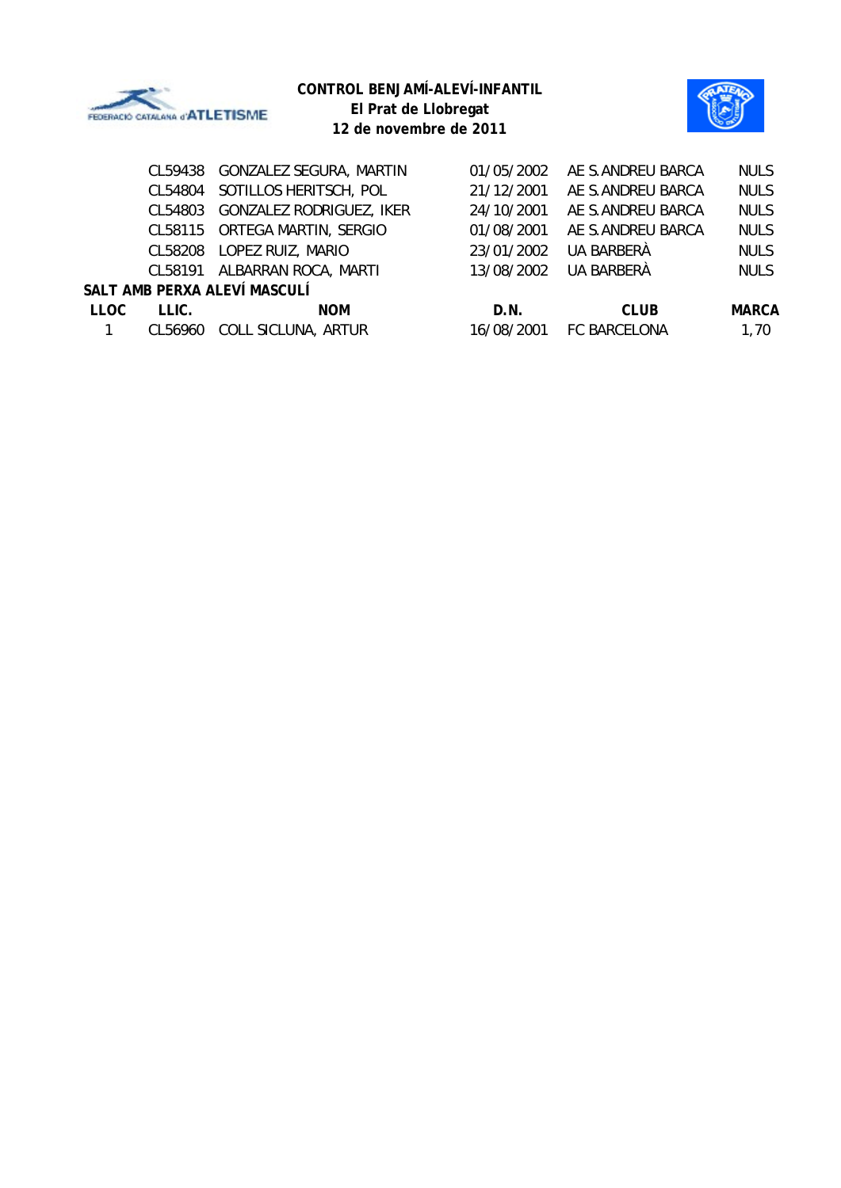**CONTROL BENJAMÍ-ALEVÍ-INFANTIL**
**El Prat de Llobregat**
**12 de novembre de 2011**

| | | | | | |
|---|---|---|---|---|---|
| | CL59438 | GONZALEZ SEGURA, MARTIN | 01/05/2002 | AE S.ANDREU BARCA | NULS |
| | CL54804 | SOTILLOS HERITSCH, POL | 21/12/2001 | AE S.ANDREU BARCA | NULS |
| | CL54803 | GONZALEZ RODRIGUEZ, IKER | 24/10/2001 | AE S.ANDREU BARCA | NULS |
| | CL58115 | ORTEGA MARTIN, SERGIO | 01/08/2001 | AE S.ANDREU BARCA | NULS |
| | CL58208 | LOPEZ RUIZ, MARIO | 23/01/2002 | UA BARBERÀ | NULS |
| | CL58191 | ALBARRAN ROCA, MARTI | 13/08/2002 | UA BARBERÀ | NULS |

**SALT AMB PERXA ALEVÍ MASCULÍ**

| LLOC | LLIC. | NOM | D.N. | CLUB | MARCA |
|---|---|---|---|---|---|
| 1 | CL56960 | COLL SICLUNA, ARTUR | 16/08/2001 | FC BARCELONA | 1,70 |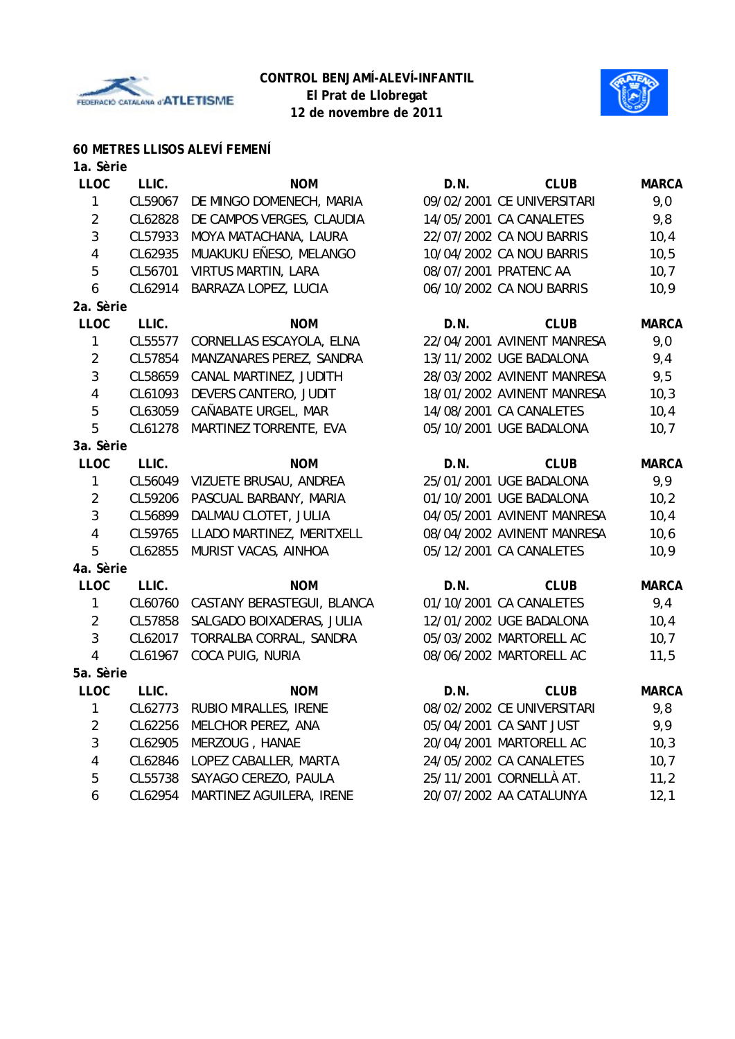**CONTROL BENJAMÍ-ALEVÍ-INFANTIL**
**El Prat de Llobregat**
**12 de novembre de 2011**

## 60 METRES LLISOS ALEVÍ FEMENÍ

### 1a. Sèrie

| LLOC | LLIC. | NOM | D.N. | CLUB | MARCA |
|---|---|---|---|---|---|
| 1 | CL59067 | DE MINGO DOMENECH, MARIA | 09/02/2001 | CE UNIVERSITARI | 9,0 |
| 2 | CL62828 | DE CAMPOS VERGES, CLAUDIA | 14/05/2001 | CA CANALETES | 9,8 |
| 3 | CL57933 | MOYA MATACHANA, LAURA | 22/07/2002 | CA NOU BARRIS | 10,4 |
| 4 | CL62935 | MUAKUKU EÑESO, MELANGO | 10/04/2002 | CA NOU BARRIS | 10,5 |
| 5 | CL56701 | VIRTUS MARTIN, LARA | 08/07/2001 | PRATENC AA | 10,7 |
| 6 | CL62914 | BARRAZA LOPEZ, LUCIA | 06/10/2002 | CA NOU BARRIS | 10,9 |

### 2a. Sèrie

| LLOC | LLIC. | NOM | D.N. | CLUB | MARCA |
|---|---|---|---|---|---|
| 1 | CL55577 | CORNELLAS ESCAYOLA, ELNA | 22/04/2001 | AVINENT MANRESA | 9,0 |
| 2 | CL57854 | MANZANARES PEREZ, SANDRA | 13/11/2002 | UGE BADALONA | 9,4 |
| 3 | CL58659 | CANAL MARTINEZ, JUDITH | 28/03/2002 | AVINENT MANRESA | 9,5 |
| 4 | CL61093 | DEVERS CANTERO, JUDIT | 18/01/2002 | AVINENT MANRESA | 10,3 |
| 5 | CL63059 | CAÑABATE URGEL, MAR | 14/08/2001 | CA CANALETES | 10,4 |
| 5 | CL61278 | MARTINEZ TORRENTE, EVA | 05/10/2001 | UGE BADALONA | 10,7 |

### 3a. Sèrie

| LLOC | LLIC. | NOM | D.N. | CLUB | MARCA |
|---|---|---|---|---|---|
| 1 | CL56049 | VIZUETE BRUSAU, ANDREA | 25/01/2001 | UGE BADALONA | 9,9 |
| 2 | CL59206 | PASCUAL BARBANY, MARIA | 01/10/2001 | UGE BADALONA | 10,2 |
| 3 | CL56899 | DALMAU CLOTET, JULIA | 04/05/2001 | AVINENT MANRESA | 10,4 |
| 4 | CL59765 | LLADO MARTINEZ, MERITXELL | 08/04/2002 | AVINENT MANRESA | 10,6 |
| 5 | CL62855 | MURIST VACAS, AINHOA | 05/12/2001 | CA CANALETES | 10,9 |

### 4a. Sèrie

| LLOC | LLIC. | NOM | D.N. | CLUB | MARCA |
|---|---|---|---|---|---|
| 1 | CL60760 | CASTANY BERASTEGUI, BLANCA | 01/10/2001 | CA CANALETES | 9,4 |
| 2 | CL57858 | SALGADO BOIXADERAS, JULIA | 12/01/2002 | UGE BADALONA | 10,4 |
| 3 | CL62017 | TORRALBA CORRAL, SANDRA | 05/03/2002 | MARTORELL AC | 10,7 |
| 4 | CL61967 | COCA PUIG, NURIA | 08/06/2002 | MARTORELL AC | 11,5 |

### 5a. Sèrie

| LLOC | LLIC. | NOM | D.N. | CLUB | MARCA |
|---|---|---|---|---|---|
| 1 | CL62773 | RUBIO MIRALLES, IRENE | 08/02/2002 | CE UNIVERSITARI | 9,8 |
| 2 | CL62256 | MELCHOR PEREZ, ANA | 05/04/2001 | CA SANT JUST | 9,9 |
| 3 | CL62905 | MERZOUG , HANAE | 20/04/2001 | MARTORELL AC | 10,3 |
| 4 | CL62846 | LOPEZ CABALLER, MARTA | 24/05/2002 | CA CANALETES | 10,7 |
| 5 | CL55738 | SAYAGO CEREZO, PAULA | 25/11/2001 | CORNELLÀ AT. | 11,2 |
| 6 | CL62954 | MARTINEZ AGUILERA, IRENE | 20/07/2002 | AA CATALUNYA | 12,1 |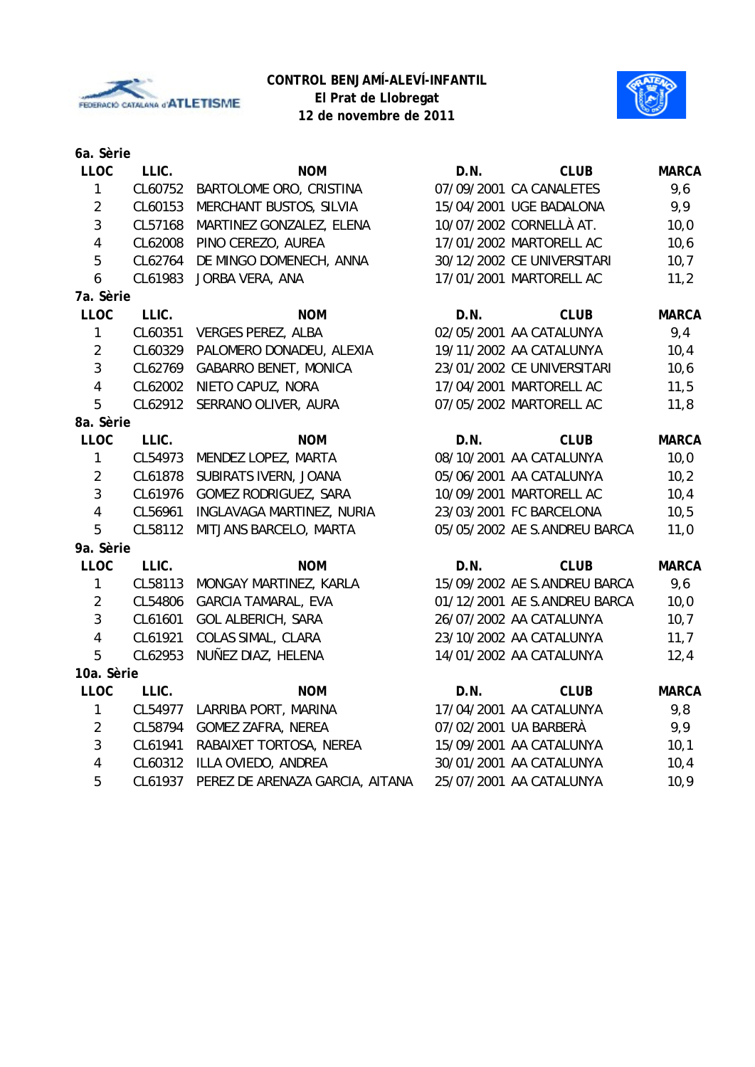**CONTROL BENJAMÍ-ALEVÍ-INFANTIL**
**El Prat de Llobregat**
**12 de novembre de 2011**

**6a. Sèrie**

| LLOC | LLIC. | NOM | D.N. | CLUB | MARCA |
|---|---|---|---|---|---|
| 1 | CL60752 | BARTOLOME ORO, CRISTINA | 07/09/2001 | CA CANALETES | 9,6 |
| 2 | CL60153 | MERCHANT BUSTOS, SILVIA | 15/04/2001 | UGE BADALONA | 9,9 |
| 3 | CL57168 | MARTINEZ GONZALEZ, ELENA | 10/07/2002 | CORNELLÀ AT. | 10,0 |
| 4 | CL62008 | PINO CEREZO, AUREA | 17/01/2002 | MARTORELL AC | 10,6 |
| 5 | CL62764 | DE MINGO DOMENECH, ANNA | 30/12/2002 | CE UNIVERSITARI | 10,7 |
| 6 | CL61983 | JORBA VERA, ANA | 17/01/2001 | MARTORELL AC | 11,2 |

**7a. Sèrie**

| LLOC | LLIC. | NOM | D.N. | CLUB | MARCA |
|---|---|---|---|---|---|
| 1 | CL60351 | VERGES PEREZ, ALBA | 02/05/2001 | AA CATALUNYA | 9,4 |
| 2 | CL60329 | PALOMERO DONADEU, ALEXIA | 19/11/2002 | AA CATALUNYA | 10,4 |
| 3 | CL62769 | GABARRO BENET, MONICA | 23/01/2002 | CE UNIVERSITARI | 10,6 |
| 4 | CL62002 | NIETO CAPUZ, NORA | 17/04/2001 | MARTORELL AC | 11,5 |
| 5 | CL62912 | SERRANO OLIVER, AURA | 07/05/2002 | MARTORELL AC | 11,8 |

**8a. Sèrie**

| LLOC | LLIC. | NOM | D.N. | CLUB | MARCA |
|---|---|---|---|---|---|
| 1 | CL54973 | MENDEZ LOPEZ, MARTA | 08/10/2001 | AA CATALUNYA | 10,0 |
| 2 | CL61878 | SUBIRATS IVERN, JOANA | 05/06/2001 | AA CATALUNYA | 10,2 |
| 3 | CL61976 | GOMEZ RODRIGUEZ, SARA | 10/09/2001 | MARTORELL AC | 10,4 |
| 4 | CL56961 | INGLAVAGA MARTINEZ, NURIA | 23/03/2001 | FC BARCELONA | 10,5 |
| 5 | CL58112 | MITJANS BARCELO, MARTA | 05/05/2002 | AE S.ANDREU BARCA | 11,0 |

**9a. Sèrie**

| LLOC | LLIC. | NOM | D.N. | CLUB | MARCA |
|---|---|---|---|---|---|
| 1 | CL58113 | MONGAY MARTINEZ, KARLA | 15/09/2002 | AE S.ANDREU BARCA | 9,6 |
| 2 | CL54806 | GARCIA TAMARAL, EVA | 01/12/2001 | AE S.ANDREU BARCA | 10,0 |
| 3 | CL61601 | GOL ALBERICH, SARA | 26/07/2002 | AA CATALUNYA | 10,7 |
| 4 | CL61921 | COLAS SIMAL, CLARA | 23/10/2002 | AA CATALUNYA | 11,7 |
| 5 | CL62953 | NUÑEZ DIAZ, HELENA | 14/01/2002 | AA CATALUNYA | 12,4 |

**10a. Sèrie**

| LLOC | LLIC. | NOM | D.N. | CLUB | MARCA |
|---|---|---|---|---|---|
| 1 | CL54977 | LARRIBA PORT, MARINA | 17/04/2001 | AA CATALUNYA | 9,8 |
| 2 | CL58794 | GOMEZ ZAFRA, NEREA | 07/02/2001 | UA BARBERÀ | 9,9 |
| 3 | CL61941 | RABAIXET TORTOSA, NEREA | 15/09/2001 | AA CATALUNYA | 10,1 |
| 4 | CL60312 | ILLA OVIEDO, ANDREA | 30/01/2001 | AA CATALUNYA | 10,4 |
| 5 | CL61937 | PEREZ DE ARENAZA GARCIA, AITANA | 25/07/2001 | AA CATALUNYA | 10,9 |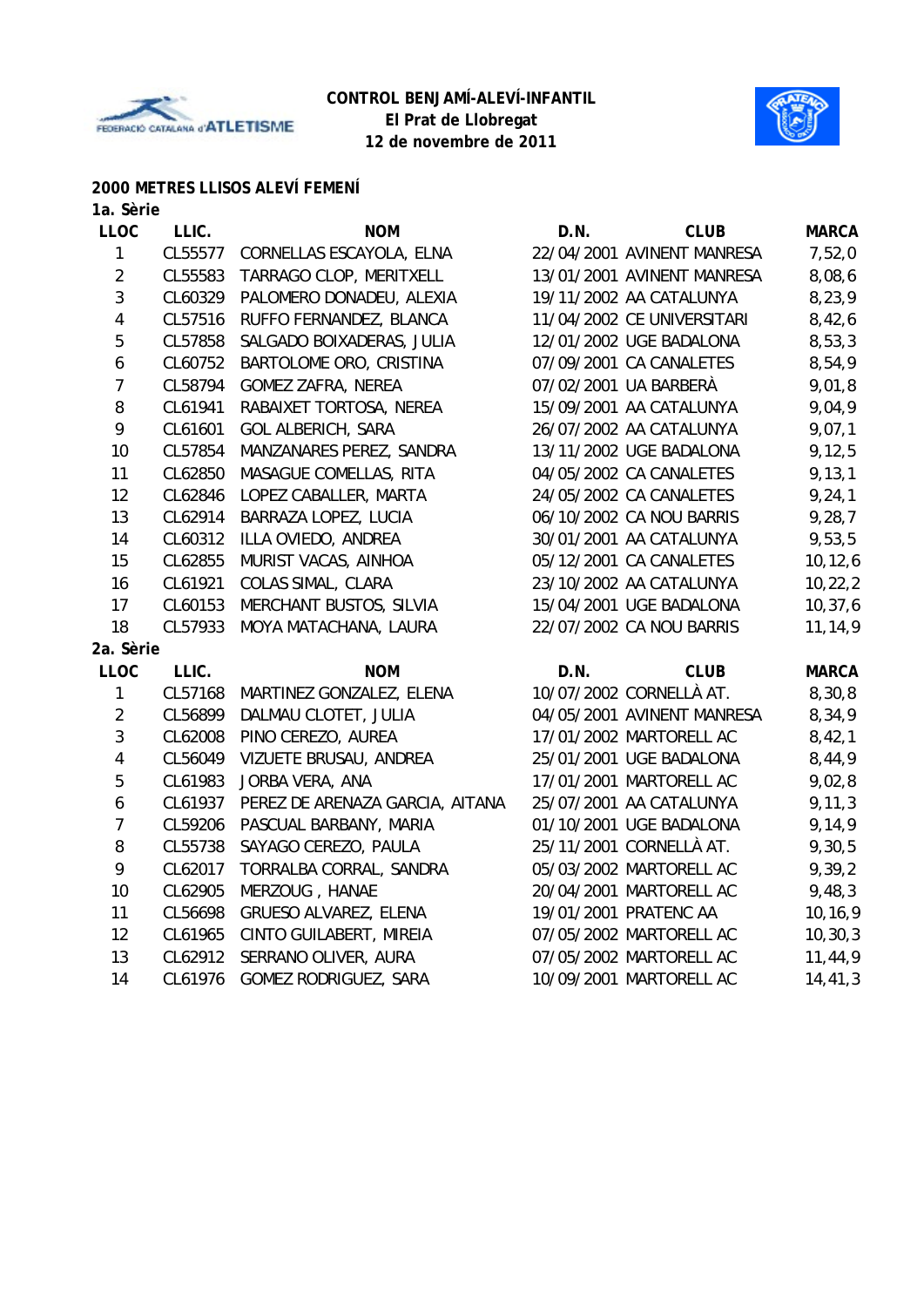**CONTROL BENJAMÍ-ALEVÍ-INFANTIL**
**El Prat de Llobregat**
**12 de novembre de 2011**

## 2000 METRES LLISOS ALEVÍ FEMENÍ

### 1a. Sèrie

| LLOC | LLIC. | NOM | D.N. | CLUB | MARCA |
|---|---|---|---|---|---|
| 1 | CL55577 | CORNELLAS ESCAYOLA, ELNA | 22/04/2001 | AVINENT MANRESA | 7,52,0 |
| 2 | CL55583 | TARRAGO CLOP, MERITXELL | 13/01/2001 | AVINENT MANRESA | 8,08,6 |
| 3 | CL60329 | PALOMERO DONADEU, ALEXIA | 19/11/2002 | AA CATALUNYA | 8,23,9 |
| 4 | CL57516 | RUFFO FERNANDEZ, BLANCA | 11/04/2002 | CE UNIVERSITARI | 8,42,6 |
| 5 | CL57858 | SALGADO BOIXADERAS, JULIA | 12/01/2002 | UGE BADALONA | 8,53,3 |
| 6 | CL60752 | BARTOLOME ORO, CRISTINA | 07/09/2001 | CA CANALETES | 8,54,9 |
| 7 | CL58794 | GOMEZ ZAFRA, NEREA | 07/02/2001 | UA BARBERÀ | 9,01,8 |
| 8 | CL61941 | RABAIXET TORTOSA, NEREA | 15/09/2001 | AA CATALUNYA | 9,04,9 |
| 9 | CL61601 | GOL ALBERICH, SARA | 26/07/2002 | AA CATALUNYA | 9,07,1 |
| 10 | CL57854 | MANZANARES PEREZ, SANDRA | 13/11/2002 | UGE BADALONA | 9,12,5 |
| 11 | CL62850 | MASAGUE COMELLAS, RITA | 04/05/2002 | CA CANALETES | 9,13,1 |
| 12 | CL62846 | LOPEZ CABALLER, MARTA | 24/05/2002 | CA CANALETES | 9,24,1 |
| 13 | CL62914 | BARRAZA LOPEZ, LUCIA | 06/10/2002 | CA NOU BARRIS | 9,28,7 |
| 14 | CL60312 | ILLA OVIEDO, ANDREA | 30/01/2001 | AA CATALUNYA | 9,53,5 |
| 15 | CL62855 | MURIST VACAS, AINHOA | 05/12/2001 | CA CANALETES | 10,12,6 |
| 16 | CL61921 | COLAS SIMAL, CLARA | 23/10/2002 | AA CATALUNYA | 10,22,2 |
| 17 | CL60153 | MERCHANT BUSTOS, SILVIA | 15/04/2001 | UGE BADALONA | 10,37,6 |
| 18 | CL57933 | MOYA MATACHANA, LAURA | 22/07/2002 | CA NOU BARRIS | 11,14,9 |

### 2a. Sèrie

| LLOC | LLIC. | NOM | D.N. | CLUB | MARCA |
|---|---|---|---|---|---|
| 1 | CL57168 | MARTINEZ GONZALEZ, ELENA | 10/07/2002 | CORNELLÀ AT. | 8,30,8 |
| 2 | CL56899 | DALMAU CLOTET, JULIA | 04/05/2001 | AVINENT MANRESA | 8,34,9 |
| 3 | CL62008 | PINO CEREZO, AUREA | 17/01/2002 | MARTORELL AC | 8,42,1 |
| 4 | CL56049 | VIZUETE BRUSAU, ANDREA | 25/01/2001 | UGE BADALONA | 8,44,9 |
| 5 | CL61983 | JORBA VERA, ANA | 17/01/2001 | MARTORELL AC | 9,02,8 |
| 6 | CL61937 | PEREZ DE ARENAZA GARCIA, AITANA | 25/07/2001 | AA CATALUNYA | 9,11,3 |
| 7 | CL59206 | PASCUAL BARBANY, MARIA | 01/10/2001 | UGE BADALONA | 9,14,9 |
| 8 | CL55738 | SAYAGO CEREZO, PAULA | 25/11/2001 | CORNELLÀ AT. | 9,30,5 |
| 9 | CL62017 | TORRALBA CORRAL, SANDRA | 05/03/2002 | MARTORELL AC | 9,39,2 |
| 10 | CL62905 | MERZOUG , HANAE | 20/04/2001 | MARTORELL AC | 9,48,3 |
| 11 | CL56698 | GRUESO ALVAREZ, ELENA | 19/01/2001 | PRATENC AA | 10,16,9 |
| 12 | CL61965 | CINTO GUILABERT, MIREIA | 07/05/2002 | MARTORELL AC | 10,30,3 |
| 13 | CL62912 | SERRANO OLIVER, AURA | 07/05/2002 | MARTORELL AC | 11,44,9 |
| 14 | CL61976 | GOMEZ RODRIGUEZ, SARA | 10/09/2001 | MARTORELL AC | 14,41,3 |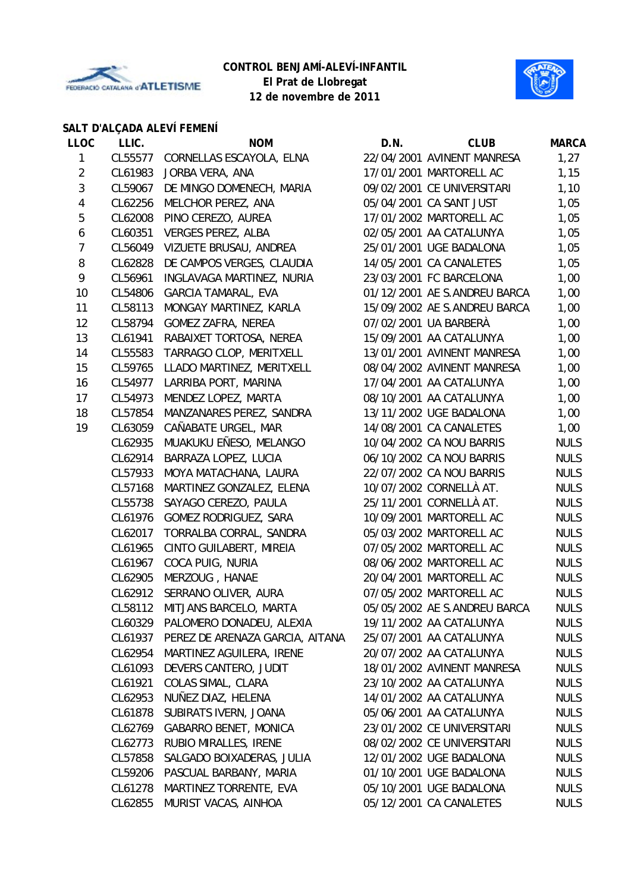**CONTROL BENJAMÍ-ALEVÍ-INFANTIL**
**El Prat de Llobregat**
**12 de novembre de 2011**

## SALT D'ALÇADA ALEVÍ FEMENÍ

| LLOC | LLIC. | NOM | D.N. | CLUB | MARCA |
|---|---|---|---|---|---|
| 1 | CL55577 | CORNELLAS ESCAYOLA, ELNA | 22/04/2001 | AVINENT MANRESA | 1,27 |
| 2 | CL61983 | JORBA VERA, ANA | 17/01/2001 | MARTORELL AC | 1,15 |
| 3 | CL59067 | DE MINGO DOMENECH, MARIA | 09/02/2001 | CE UNIVERSITARI | 1,10 |
| 4 | CL62256 | MELCHOR PEREZ, ANA | 05/04/2001 | CA SANT JUST | 1,05 |
| 5 | CL62008 | PINO CEREZO, AUREA | 17/01/2002 | MARTORELL AC | 1,05 |
| 6 | CL60351 | VERGES PEREZ, ALBA | 02/05/2001 | AA CATALUNYA | 1,05 |
| 7 | CL56049 | VIZUETE BRUSAU, ANDREA | 25/01/2001 | UGE BADALONA | 1,05 |
| 8 | CL62828 | DE CAMPOS VERGES, CLAUDIA | 14/05/2001 | CA CANALETES | 1,05 |
| 9 | CL56961 | INGLAVAGA MARTINEZ, NURIA | 23/03/2001 | FC BARCELONA | 1,00 |
| 10 | CL54806 | GARCIA TAMARAL, EVA | 01/12/2001 | AE S.ANDREU BARCA | 1,00 |
| 11 | CL58113 | MONGAY MARTINEZ, KARLA | 15/09/2002 | AE S.ANDREU BARCA | 1,00 |
| 12 | CL58794 | GOMEZ ZAFRA, NEREA | 07/02/2001 | UA BARBERÀ | 1,00 |
| 13 | CL61941 | RABAIXET TORTOSA, NEREA | 15/09/2001 | AA CATALUNYA | 1,00 |
| 14 | CL55583 | TARRAGO CLOP, MERITXELL | 13/01/2001 | AVINENT MANRESA | 1,00 |
| 15 | CL59765 | LLADO MARTINEZ, MERITXELL | 08/04/2002 | AVINENT MANRESA | 1,00 |
| 16 | CL54977 | LARRIBA PORT, MARINA | 17/04/2001 | AA CATALUNYA | 1,00 |
| 17 | CL54973 | MENDEZ LOPEZ, MARTA | 08/10/2001 | AA CATALUNYA | 1,00 |
| 18 | CL57854 | MANZANARES PEREZ, SANDRA | 13/11/2002 | UGE BADALONA | 1,00 |
| 19 | CL63059 | CAÑABATE URGEL, MAR | 14/08/2001 | CA CANALETES | 1,00 |
| | CL62935 | MUAKUKU EÑESO, MELANGO | 10/04/2002 | CA NOU BARRIS | NULS |
| | CL62914 | BARRAZA LOPEZ, LUCIA | 06/10/2002 | CA NOU BARRIS | NULS |
| | CL57933 | MOYA MATACHANA, LAURA | 22/07/2002 | CA NOU BARRIS | NULS |
| | CL57168 | MARTINEZ GONZALEZ, ELENA | 10/07/2002 | CORNELLÀ AT. | NULS |
| | CL55738 | SAYAGO CEREZO, PAULA | 25/11/2001 | CORNELLÀ AT. | NULS |
| | CL61976 | GOMEZ RODRIGUEZ, SARA | 10/09/2001 | MARTORELL AC | NULS |
| | CL62017 | TORRALBA CORRAL, SANDRA | 05/03/2002 | MARTORELL AC | NULS |
| | CL61965 | CINTO GUILABERT, MIREIA | 07/05/2002 | MARTORELL AC | NULS |
| | CL61967 | COCA PUIG, NURIA | 08/06/2002 | MARTORELL AC | NULS |
| | CL62905 | MERZOUG , HANAE | 20/04/2001 | MARTORELL AC | NULS |
| | CL62912 | SERRANO OLIVER, AURA | 07/05/2002 | MARTORELL AC | NULS |
| | CL58112 | MITJANS BARCELO, MARTA | 05/05/2002 | AE S.ANDREU BARCA | NULS |
| | CL60329 | PALOMERO DONADEU, ALEXIA | 19/11/2002 | AA CATALUNYA | NULS |
| | CL61937 | PEREZ DE ARENAZA GARCIA, AITANA | 25/07/2001 | AA CATALUNYA | NULS |
| | CL62954 | MARTINEZ AGUILERA, IRENE | 20/07/2002 | AA CATALUNYA | NULS |
| | CL61093 | DEVERS CANTERO, JUDIT | 18/01/2002 | AVINENT MANRESA | NULS |
| | CL61921 | COLAS SIMAL, CLARA | 23/10/2002 | AA CATALUNYA | NULS |
| | CL62953 | NUÑEZ DIAZ, HELENA | 14/01/2002 | AA CATALUNYA | NULS |
| | CL61878 | SUBIRATS IVERN, JOANA | 05/06/2001 | AA CATALUNYA | NULS |
| | CL62769 | GABARRO BENET, MONICA | 23/01/2002 | CE UNIVERSITARI | NULS |
| | CL62773 | RUBIO MIRALLES, IRENE | 08/02/2002 | CE UNIVERSITARI | NULS |
| | CL57858 | SALGADO BOIXADERAS, JULIA | 12/01/2002 | UGE BADALONA | NULS |
| | CL59206 | PASCUAL BARBANY, MARIA | 01/10/2001 | UGE BADALONA | NULS |
| | CL61278 | MARTINEZ TORRENTE, EVA | 05/10/2001 | UGE BADALONA | NULS |
| | CL62855 | MURIST VACAS, AINHOA | 05/12/2001 | CA CANALETES | NULS |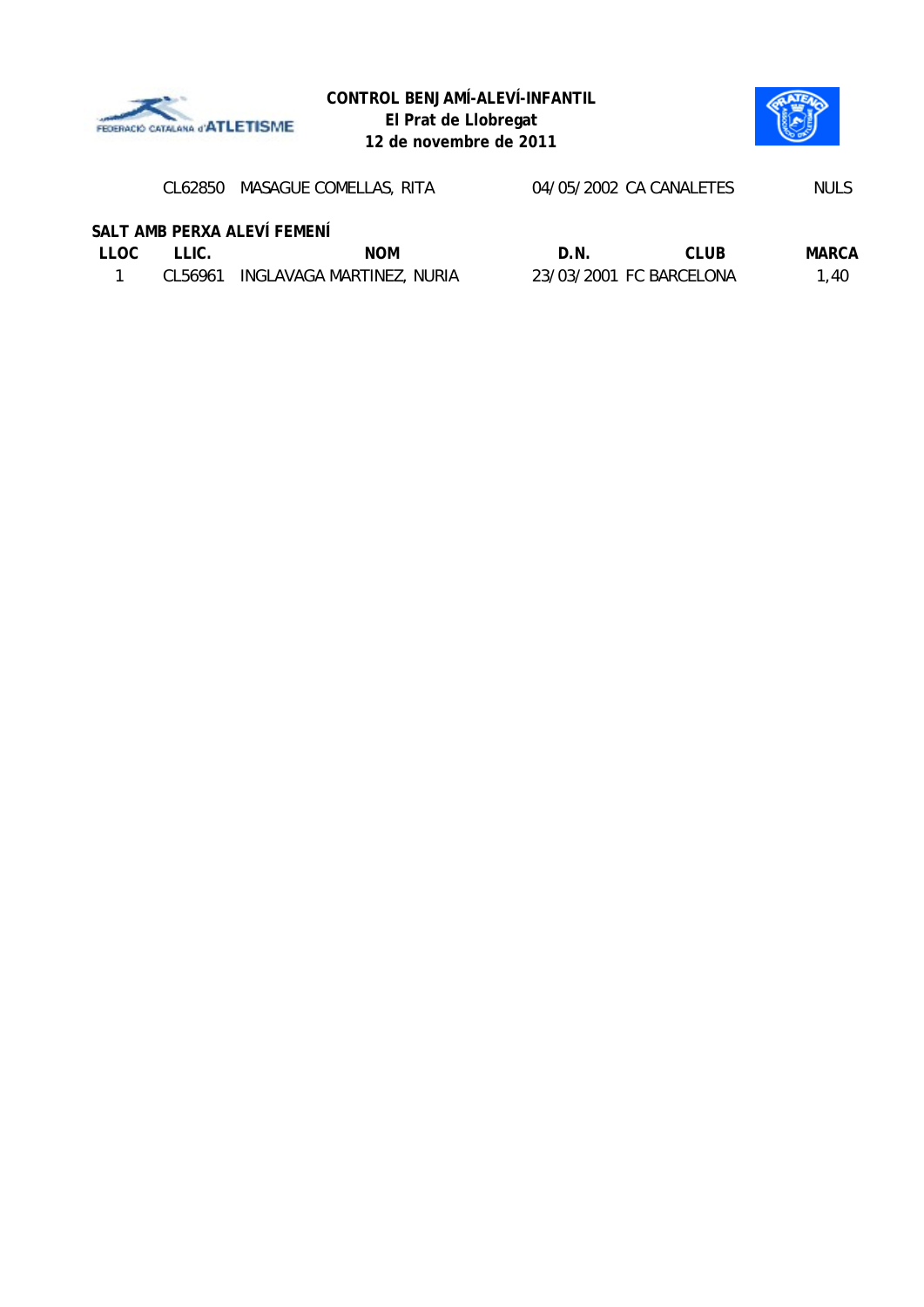**CONTROL BENJAMÍ-ALEVÍ-INFANTIL**
**El Prat de Llobregat**
**12 de novembre de 2011**

| | | | | | |
|---|---|---|---|---|---|
| | CL62850 | MASAGUE COMELLAS, RITA | 04/05/2002 | CA CANALETES | NULS |

### SALT AMB PERXA ALEVÍ FEMENÍ

| LLOC | LLIC. | NOM | D.N. | CLUB | MARCA |
|---|---|---|---|---|---|
| 1 | CL56961 | INGLAVAGA MARTINEZ, NURIA | 23/03/2001 | FC BARCELONA | 1,40 |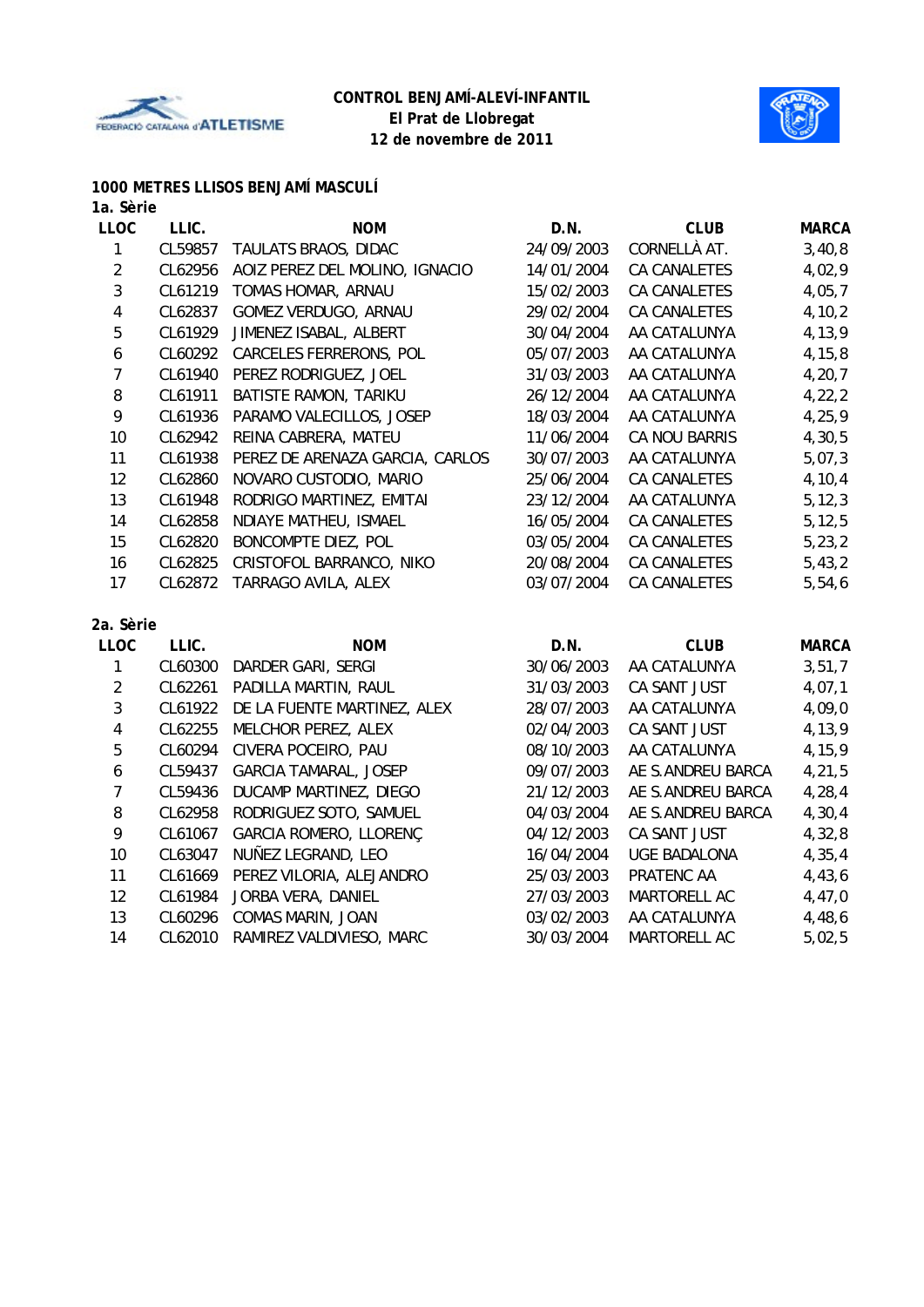**CONTROL BENJAMÍ-ALEVÍ-INFANTIL**
**El Prat de Llobregat**
**12 de novembre de 2011**

## 1000 METRES LLISOS BENJAMÍ MASCULÍ

### 1a. Sèrie

| LLOC | LLIC. | NOM | D.N. | CLUB | MARCA |
|---|---|---|---|---|---|
| 1 | CL59857 | TAULATS BRAOS, DIDAC | 24/09/2003 | CORNELLÀ AT. | 3,40,8 |
| 2 | CL62956 | AOIZ PEREZ DEL MOLINO, IGNACIO | 14/01/2004 | CA CANALETES | 4,02,9 |
| 3 | CL61219 | TOMAS HOMAR, ARNAU | 15/02/2003 | CA CANALETES | 4,05,7 |
| 4 | CL62837 | GOMEZ VERDUGO, ARNAU | 29/02/2004 | CA CANALETES | 4,10,2 |
| 5 | CL61929 | JIMENEZ ISABAL, ALBERT | 30/04/2004 | AA CATALUNYA | 4,13,9 |
| 6 | CL60292 | CARCELES FERRERONS, POL | 05/07/2003 | AA CATALUNYA | 4,15,8 |
| 7 | CL61940 | PEREZ RODRIGUEZ, JOEL | 31/03/2003 | AA CATALUNYA | 4,20,7 |
| 8 | CL61911 | BATISTE RAMON, TARIKU | 26/12/2004 | AA CATALUNYA | 4,22,2 |
| 9 | CL61936 | PARAMO VALECILLOS, JOSEP | 18/03/2004 | AA CATALUNYA | 4,25,9 |
| 10 | CL62942 | REINA CABRERA, MATEU | 11/06/2004 | CA NOU BARRIS | 4,30,5 |
| 11 | CL61938 | PEREZ DE ARENAZA GARCIA, CARLOS | 30/07/2003 | AA CATALUNYA | 5,07,3 |
| 12 | CL62860 | NOVARO CUSTODIO, MARIO | 25/06/2004 | CA CANALETES | 4,10,4 |
| 13 | CL61948 | RODRIGO MARTINEZ, EMITAI | 23/12/2004 | AA CATALUNYA | 5,12,3 |
| 14 | CL62858 | NDIAYE MATHEU, ISMAEL | 16/05/2004 | CA CANALETES | 5,12,5 |
| 15 | CL62820 | BONCOMPTE DIEZ, POL | 03/05/2004 | CA CANALETES | 5,23,2 |
| 16 | CL62825 | CRISTOFOL BARRANCO, NIKO | 20/08/2004 | CA CANALETES | 5,43,2 |
| 17 | CL62872 | TARRAGO AVILA, ALEX | 03/07/2004 | CA CANALETES | 5,54,6 |

### 2a. Sèrie

| LLOC | LLIC. | NOM | D.N. | CLUB | MARCA |
|---|---|---|---|---|---|
| 1 | CL60300 | DARDER GARI, SERGI | 30/06/2003 | AA CATALUNYA | 3,51,7 |
| 2 | CL62261 | PADILLA MARTIN, RAUL | 31/03/2003 | CA SANT JUST | 4,07,1 |
| 3 | CL61922 | DE LA FUENTE MARTINEZ, ALEX | 28/07/2003 | AA CATALUNYA | 4,09,0 |
| 4 | CL62255 | MELCHOR PEREZ, ALEX | 02/04/2003 | CA SANT JUST | 4,13,9 |
| 5 | CL60294 | CIVERA POCEIRO, PAU | 08/10/2003 | AA CATALUNYA | 4,15,9 |
| 6 | CL59437 | GARCIA TAMARAL, JOSEP | 09/07/2003 | AE S.ANDREU BARCA | 4,21,5 |
| 7 | CL59436 | DUCAMP MARTINEZ, DIEGO | 21/12/2003 | AE S.ANDREU BARCA | 4,28,4 |
| 8 | CL62958 | RODRIGUEZ SOTO, SAMUEL | 04/03/2004 | AE S.ANDREU BARCA | 4,30,4 |
| 9 | CL61067 | GARCIA ROMERO, LLORENÇ | 04/12/2003 | CA SANT JUST | 4,32,8 |
| 10 | CL63047 | NUÑEZ LEGRAND, LEO | 16/04/2004 | UGE BADALONA | 4,35,4 |
| 11 | CL61669 | PEREZ VILORIA, ALEJANDRO | 25/03/2003 | PRATENC AA | 4,43,6 |
| 12 | CL61984 | JORBA VERA, DANIEL | 27/03/2003 | MARTORELL AC | 4,47,0 |
| 13 | CL60296 | COMAS MARIN, JOAN | 03/02/2003 | AA CATALUNYA | 4,48,6 |
| 14 | CL62010 | RAMIREZ VALDIVIESO, MARC | 30/03/2004 | MARTORELL AC | 5,02,5 |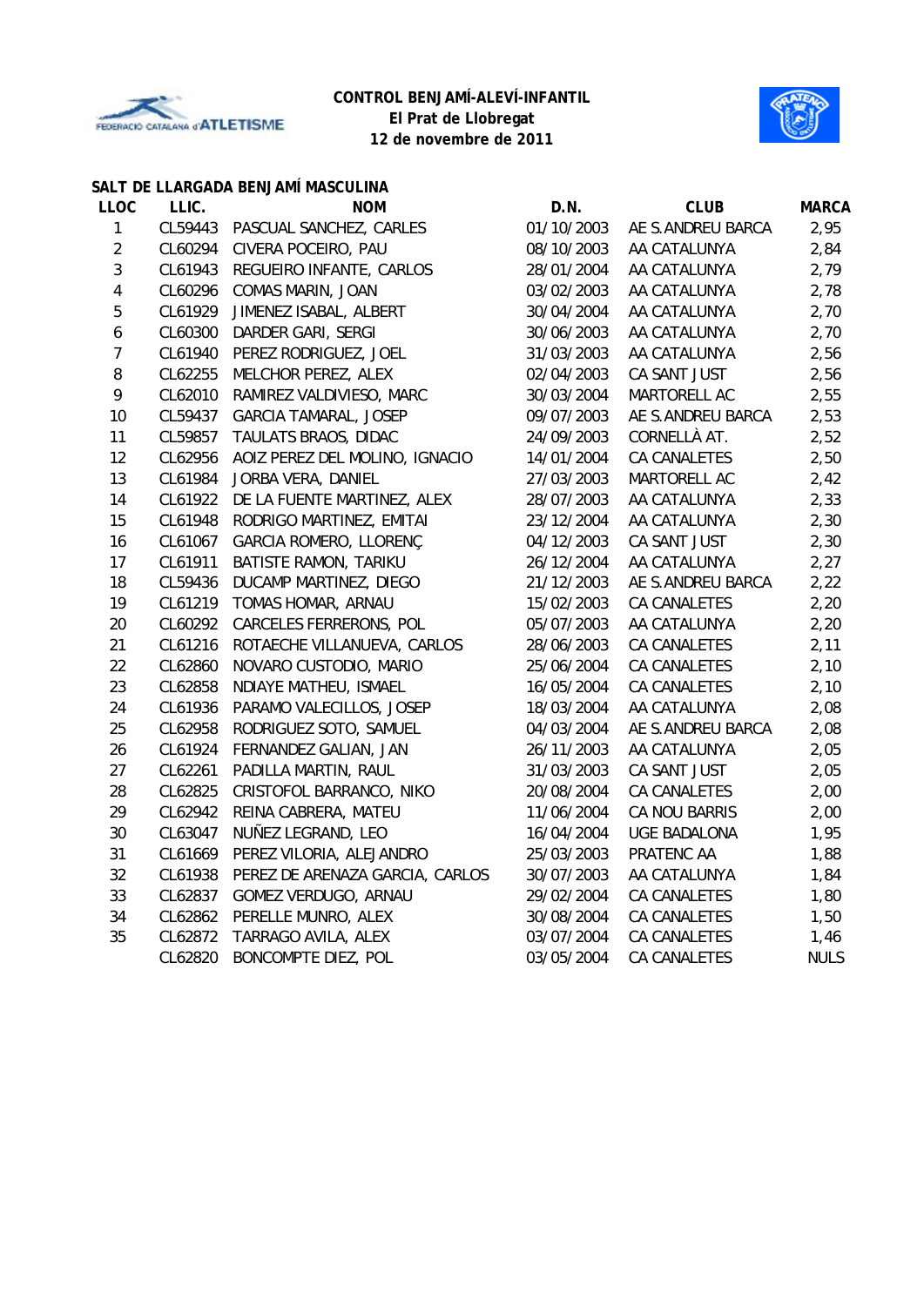**CONTROL BENJAMÍ-ALEVÍ-INFANTIL**
**El Prat de Llobregat**
**12 de novembre de 2011**

## SALT DE LLARGADA BENJAMÍ MASCULINA

| LLOC | LLIC. | NOM | D.N. | CLUB | MARCA |
|---|---|---|---|---|---|
| 1 | CL59443 | PASCUAL SANCHEZ, CARLES | 01/10/2003 | AE S.ANDREU BARCA | 2,95 |
| 2 | CL60294 | CIVERA POCEIRO, PAU | 08/10/2003 | AA CATALUNYA | 2,84 |
| 3 | CL61943 | REGUEIRO INFANTE, CARLOS | 28/01/2004 | AA CATALUNYA | 2,79 |
| 4 | CL60296 | COMAS MARIN, JOAN | 03/02/2003 | AA CATALUNYA | 2,78 |
| 5 | CL61929 | JIMENEZ ISABAL, ALBERT | 30/04/2004 | AA CATALUNYA | 2,70 |
| 6 | CL60300 | DARDER GARI, SERGI | 30/06/2003 | AA CATALUNYA | 2,70 |
| 7 | CL61940 | PEREZ RODRIGUEZ, JOEL | 31/03/2003 | AA CATALUNYA | 2,56 |
| 8 | CL62255 | MELCHOR PEREZ, ALEX | 02/04/2003 | CA SANT JUST | 2,56 |
| 9 | CL62010 | RAMIREZ VALDIVIESO, MARC | 30/03/2004 | MARTORELL AC | 2,55 |
| 10 | CL59437 | GARCIA TAMARAL, JOSEP | 09/07/2003 | AE S.ANDREU BARCA | 2,53 |
| 11 | CL59857 | TAULATS BRAOS, DIDAC | 24/09/2003 | CORNELLÀ AT. | 2,52 |
| 12 | CL62956 | AOIZ PEREZ DEL MOLINO, IGNACIO | 14/01/2004 | CA CANALETES | 2,50 |
| 13 | CL61984 | JORBA VERA, DANIEL | 27/03/2003 | MARTORELL AC | 2,42 |
| 14 | CL61922 | DE LA FUENTE MARTINEZ, ALEX | 28/07/2003 | AA CATALUNYA | 2,33 |
| 15 | CL61948 | RODRIGO MARTINEZ, EMITAI | 23/12/2004 | AA CATALUNYA | 2,30 |
| 16 | CL61067 | GARCIA ROMERO, LLORENÇ | 04/12/2003 | CA SANT JUST | 2,30 |
| 17 | CL61911 | BATISTE RAMON, TARIKU | 26/12/2004 | AA CATALUNYA | 2,27 |
| 18 | CL59436 | DUCAMP MARTINEZ, DIEGO | 21/12/2003 | AE S.ANDREU BARCA | 2,22 |
| 19 | CL61219 | TOMAS HOMAR, ARNAU | 15/02/2003 | CA CANALETES | 2,20 |
| 20 | CL60292 | CARCELES FERRERONS, POL | 05/07/2003 | AA CATALUNYA | 2,20 |
| 21 | CL61216 | ROTAECHE VILLANUEVA, CARLOS | 28/06/2003 | CA CANALETES | 2,11 |
| 22 | CL62860 | NOVARO CUSTODIO, MARIO | 25/06/2004 | CA CANALETES | 2,10 |
| 23 | CL62858 | NDIAYE MATHEU, ISMAEL | 16/05/2004 | CA CANALETES | 2,10 |
| 24 | CL61936 | PARAMO VALECILLOS, JOSEP | 18/03/2004 | AA CATALUNYA | 2,08 |
| 25 | CL62958 | RODRIGUEZ SOTO, SAMUEL | 04/03/2004 | AE S.ANDREU BARCA | 2,08 |
| 26 | CL61924 | FERNANDEZ GALIAN, JAN | 26/11/2003 | AA CATALUNYA | 2,05 |
| 27 | CL62261 | PADILLA MARTIN, RAUL | 31/03/2003 | CA SANT JUST | 2,05 |
| 28 | CL62825 | CRISTOFOL BARRANCO, NIKO | 20/08/2004 | CA CANALETES | 2,00 |
| 29 | CL62942 | REINA CABRERA, MATEU | 11/06/2004 | CA NOU BARRIS | 2,00 |
| 30 | CL63047 | NUÑEZ LEGRAND, LEO | 16/04/2004 | UGE BADALONA | 1,95 |
| 31 | CL61669 | PEREZ VILORIA, ALEJANDRO | 25/03/2003 | PRATENC AA | 1,88 |
| 32 | CL61938 | PEREZ DE ARENAZA GARCIA, CARLOS | 30/07/2003 | AA CATALUNYA | 1,84 |
| 33 | CL62837 | GOMEZ VERDUGO, ARNAU | 29/02/2004 | CA CANALETES | 1,80 |
| 34 | CL62862 | PERELLE MUNRO, ALEX | 30/08/2004 | CA CANALETES | 1,50 |
| 35 | CL62872 | TARRAGO AVILA, ALEX | 03/07/2004 | CA CANALETES | 1,46 |
| | CL62820 | BONCOMPTE DIEZ, POL | 03/05/2004 | CA CANALETES | NULS |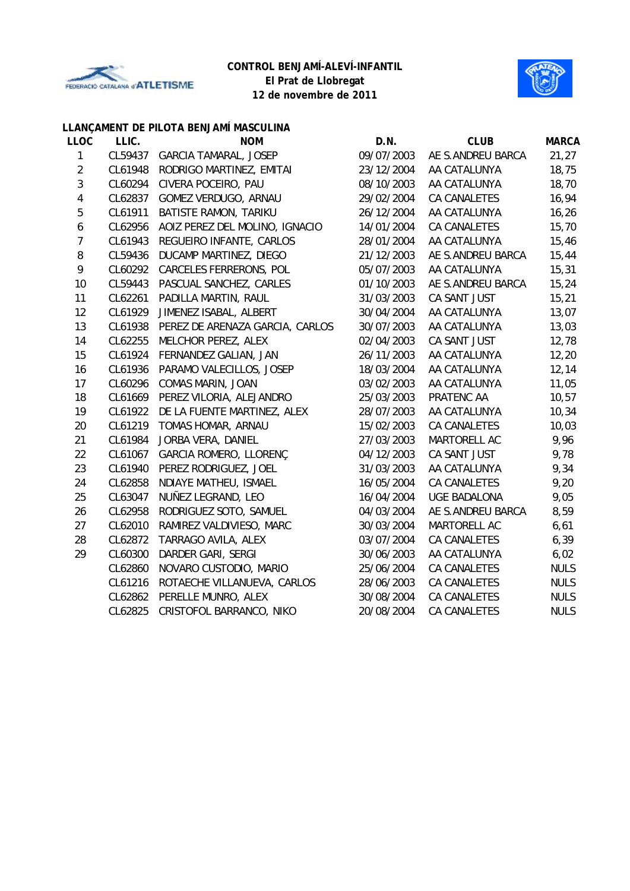**CONTROL BENJAMÍ-ALEVÍ-INFANTIL**
**El Prat de Llobregat**
**12 de novembre de 2011**

### LLANÇAMENT DE PILOTA BENJAMÍ MASCULINA

| LLOC | LLIC. | NOM | D.N. | CLUB | MARCA |
|---|---|---|---|---|---|
| 1 | CL59437 | GARCIA TAMARAL, JOSEP | 09/07/2003 | AE S.ANDREU BARCA | 21,27 |
| 2 | CL61948 | RODRIGO MARTINEZ, EMITAI | 23/12/2004 | AA CATALUNYA | 18,75 |
| 3 | CL60294 | CIVERA POCEIRO, PAU | 08/10/2003 | AA CATALUNYA | 18,70 |
| 4 | CL62837 | GOMEZ VERDUGO, ARNAU | 29/02/2004 | CA CANALETES | 16,94 |
| 5 | CL61911 | BATISTE RAMON, TARIKU | 26/12/2004 | AA CATALUNYA | 16,26 |
| 6 | CL62956 | AOIZ PEREZ DEL MOLINO, IGNACIO | 14/01/2004 | CA CANALETES | 15,70 |
| 7 | CL61943 | REGUEIRO INFANTE, CARLOS | 28/01/2004 | AA CATALUNYA | 15,46 |
| 8 | CL59436 | DUCAMP MARTINEZ, DIEGO | 21/12/2003 | AE S.ANDREU BARCA | 15,44 |
| 9 | CL60292 | CARCELES FERRERONS, POL | 05/07/2003 | AA CATALUNYA | 15,31 |
| 10 | CL59443 | PASCUAL SANCHEZ, CARLES | 01/10/2003 | AE S.ANDREU BARCA | 15,24 |
| 11 | CL62261 | PADILLA MARTIN, RAUL | 31/03/2003 | CA SANT JUST | 15,21 |
| 12 | CL61929 | JIMENEZ ISABAL, ALBERT | 30/04/2004 | AA CATALUNYA | 13,07 |
| 13 | CL61938 | PEREZ DE ARENAZA GARCIA, CARLOS | 30/07/2003 | AA CATALUNYA | 13,03 |
| 14 | CL62255 | MELCHOR PEREZ, ALEX | 02/04/2003 | CA SANT JUST | 12,78 |
| 15 | CL61924 | FERNANDEZ GALIAN, JAN | 26/11/2003 | AA CATALUNYA | 12,20 |
| 16 | CL61936 | PARAMO VALECILLOS, JOSEP | 18/03/2004 | AA CATALUNYA | 12,14 |
| 17 | CL60296 | COMAS MARIN, JOAN | 03/02/2003 | AA CATALUNYA | 11,05 |
| 18 | CL61669 | PEREZ VILORIA, ALEJANDRO | 25/03/2003 | PRATENC AA | 10,57 |
| 19 | CL61922 | DE LA FUENTE MARTINEZ, ALEX | 28/07/2003 | AA CATALUNYA | 10,34 |
| 20 | CL61219 | TOMAS HOMAR, ARNAU | 15/02/2003 | CA CANALETES | 10,03 |
| 21 | CL61984 | JORBA VERA, DANIEL | 27/03/2003 | MARTORELL AC | 9,96 |
| 22 | CL61067 | GARCIA ROMERO, LLORENÇ | 04/12/2003 | CA SANT JUST | 9,78 |
| 23 | CL61940 | PEREZ RODRIGUEZ, JOEL | 31/03/2003 | AA CATALUNYA | 9,34 |
| 24 | CL62858 | NDIAYE MATHEU, ISMAEL | 16/05/2004 | CA CANALETES | 9,20 |
| 25 | CL63047 | NUÑEZ LEGRAND, LEO | 16/04/2004 | UGE BADALONA | 9,05 |
| 26 | CL62958 | RODRIGUEZ SOTO, SAMUEL | 04/03/2004 | AE S.ANDREU BARCA | 8,59 |
| 27 | CL62010 | RAMIREZ VALDIVIESO, MARC | 30/03/2004 | MARTORELL AC | 6,61 |
| 28 | CL62872 | TARRAGO AVILA, ALEX | 03/07/2004 | CA CANALETES | 6,39 |
| 29 | CL60300 | DARDER GARI, SERGI | 30/06/2003 | AA CATALUNYA | 6,02 |
| | CL62860 | NOVARO CUSTODIO, MARIO | 25/06/2004 | CA CANALETES | NULS |
| | CL61216 | ROTAECHE VILLANUEVA, CARLOS | 28/06/2003 | CA CANALETES | NULS |
| | CL62862 | PERELLE MUNRO, ALEX | 30/08/2004 | CA CANALETES | NULS |
| | CL62825 | CRISTOFOL BARRANCO, NIKO | 20/08/2004 | CA CANALETES | NULS |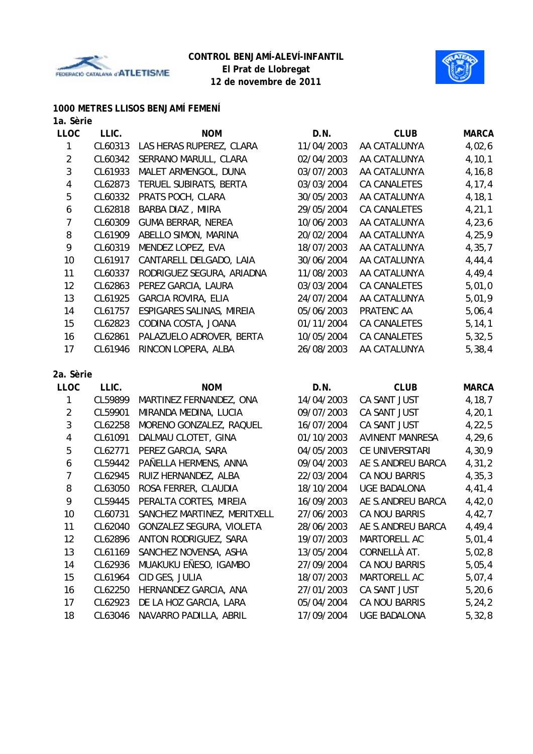**CONTROL BENJAMÍ-ALEVÍ-INFANTIL**
**El Prat de Llobregat**
**12 de novembre de 2011**

## 1000 METRES LLISOS BENJAMÍ FEMENÍ

### 1a. Sèrie

| LLOC | LLIC. | NOM | D.N. | CLUB | MARCA |
|---|---|---|---|---|---|
| 1 | CL60313 | LAS HERAS RUPEREZ, CLARA | 11/04/2003 | AA CATALUNYA | 4,02,6 |
| 2 | CL60342 | SERRANO MARULL, CLARA | 02/04/2003 | AA CATALUNYA | 4,10,1 |
| 3 | CL61933 | MALET ARMENGOL, DUNA | 03/07/2003 | AA CATALUNYA | 4,16,8 |
| 4 | CL62873 | TERUEL SUBIRATS, BERTA | 03/03/2004 | CA CANALETES | 4,17,4 |
| 5 | CL60332 | PRATS POCH, CLARA | 30/05/2003 | AA CATALUNYA | 4,18,1 |
| 6 | CL62818 | BARBA DIAZ , MIIRA | 29/05/2004 | CA CANALETES | 4,21,1 |
| 7 | CL60309 | GUMA BERRAR, NEREA | 10/06/2003 | AA CATALUNYA | 4,23,6 |
| 8 | CL61909 | ABELLO SIMON, MARINA | 20/02/2004 | AA CATALUNYA | 4,25,9 |
| 9 | CL60319 | MENDEZ LOPEZ, EVA | 18/07/2003 | AA CATALUNYA | 4,35,7 |
| 10 | CL61917 | CANTARELL DELGADO, LAIA | 30/06/2004 | AA CATALUNYA | 4,44,4 |
| 11 | CL60337 | RODRIGUEZ SEGURA, ARIADNA | 11/08/2003 | AA CATALUNYA | 4,49,4 |
| 12 | CL62863 | PEREZ GARCIA, LAURA | 03/03/2004 | CA CANALETES | 5,01,0 |
| 13 | CL61925 | GARCIA ROVIRA, ELIA | 24/07/2004 | AA CATALUNYA | 5,01,9 |
| 14 | CL61757 | ESPIGARES SALINAS, MIREIA | 05/06/2003 | PRATENC AA | 5,06,4 |
| 15 | CL62823 | CODINA COSTA, JOANA | 01/11/2004 | CA CANALETES | 5,14,1 |
| 16 | CL62861 | PALAZUELO ADROVER, BERTA | 10/05/2004 | CA CANALETES | 5,32,5 |
| 17 | CL61946 | RINCON LOPERA, ALBA | 26/08/2003 | AA CATALUNYA | 5,38,4 |

### 2a. Sèrie

| LLOC | LLIC. | NOM | D.N. | CLUB | MARCA |
|---|---|---|---|---|---|
| 1 | CL59899 | MARTINEZ FERNANDEZ, ONA | 14/04/2003 | CA SANT JUST | 4,18,7 |
| 2 | CL59901 | MIRANDA MEDINA, LUCIA | 09/07/2003 | CA SANT JUST | 4,20,1 |
| 3 | CL62258 | MORENO GONZALEZ, RAQUEL | 16/07/2004 | CA SANT JUST | 4,22,5 |
| 4 | CL61091 | DALMAU CLOTET, GINA | 01/10/2003 | AVINENT MANRESA | 4,29,6 |
| 5 | CL62771 | PEREZ GARCIA, SARA | 04/05/2003 | CE UNIVERSITARI | 4,30,9 |
| 6 | CL59442 | PAÑELLA HERMENS, ANNA | 09/04/2003 | AE S.ANDREU BARCA | 4,31,2 |
| 7 | CL62945 | RUIZ HERNANDEZ, ALBA | 22/03/2004 | CA NOU BARRIS | 4,35,3 |
| 8 | CL63050 | ROSA FERRER, CLAUDIA | 18/10/2004 | UGE BADALONA | 4,41,4 |
| 9 | CL59445 | PERALTA CORTES, MIREIA | 16/09/2003 | AE S.ANDREU BARCA | 4,42,0 |
| 10 | CL60731 | SANCHEZ MARTINEZ, MERITXELL | 27/06/2003 | CA NOU BARRIS | 4,42,7 |
| 11 | CL62040 | GONZALEZ SEGURA, VIOLETA | 28/06/2003 | AE S.ANDREU BARCA | 4,49,4 |
| 12 | CL62896 | ANTON RODRIGUEZ, SARA | 19/07/2003 | MARTORELL AC | 5,01,4 |
| 13 | CL61169 | SANCHEZ NOVENSA, ASHA | 13/05/2004 | CORNELLÀ AT. | 5,02,8 |
| 14 | CL62936 | MUAKUKU EÑESO, IGAMBO | 27/09/2004 | CA NOU BARRIS | 5,05,4 |
| 15 | CL61964 | CID GES, JULIA | 18/07/2003 | MARTORELL AC | 5,07,4 |
| 16 | CL62250 | HERNANDEZ GARCIA, ANA | 27/01/2003 | CA SANT JUST | 5,20,6 |
| 17 | CL62923 | DE LA HOZ GARCIA, LARA | 05/04/2004 | CA NOU BARRIS | 5,24,2 |
| 18 | CL63046 | NAVARRO PADILLA, ABRIL | 17/09/2004 | UGE BADALONA | 5,32,8 |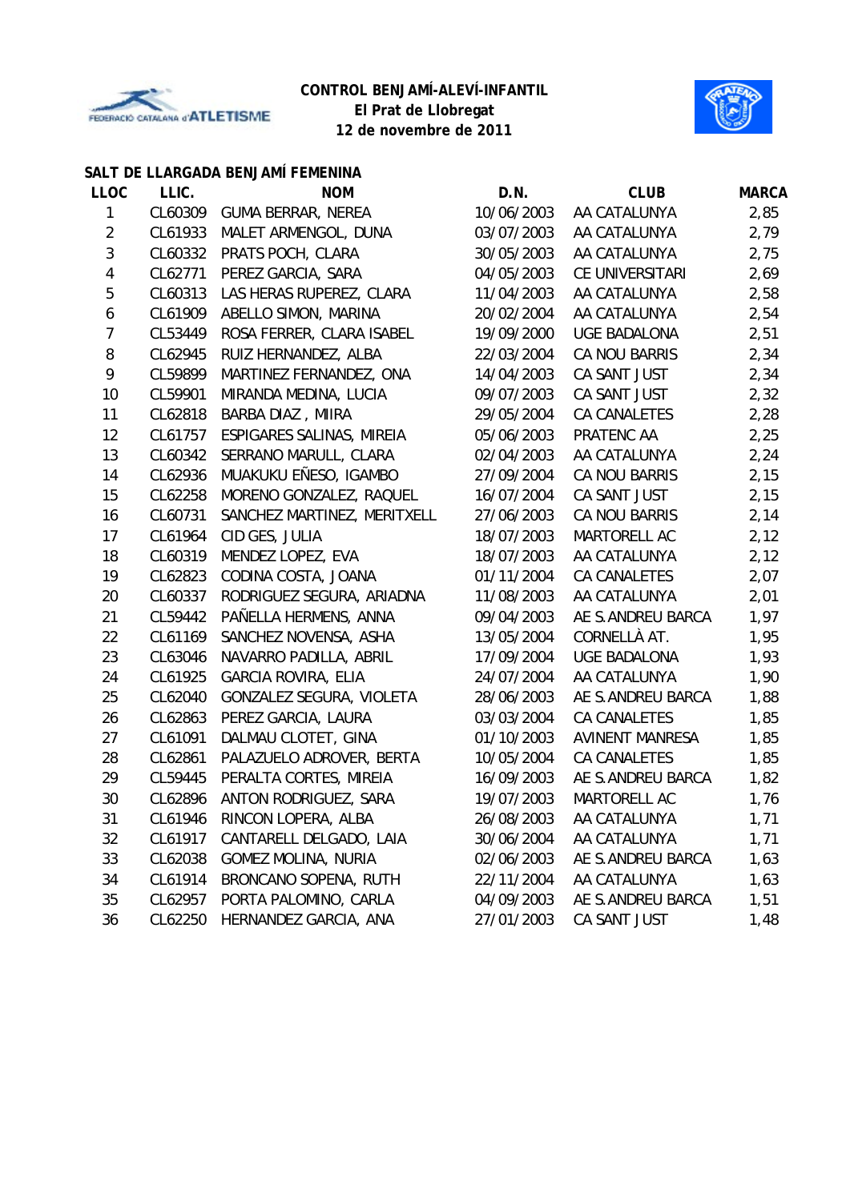**CONTROL BENJAMÍ-ALEVÍ-INFANTIL**
**El Prat de Llobregat**
**12 de novembre de 2011**

## SALT DE LLARGADA BENJAMÍ FEMENINA

| LLOC | LLIC. | NOM | D.N. | CLUB | MARCA |
|---|---|---|---|---|---|
| 1 | CL60309 | GUMA BERRAR, NEREA | 10/06/2003 | AA CATALUNYA | 2,85 |
| 2 | CL61933 | MALET ARMENGOL, DUNA | 03/07/2003 | AA CATALUNYA | 2,79 |
| 3 | CL60332 | PRATS POCH, CLARA | 30/05/2003 | AA CATALUNYA | 2,75 |
| 4 | CL62771 | PEREZ GARCIA, SARA | 04/05/2003 | CE UNIVERSITARI | 2,69 |
| 5 | CL60313 | LAS HERAS RUPEREZ, CLARA | 11/04/2003 | AA CATALUNYA | 2,58 |
| 6 | CL61909 | ABELLO SIMON, MARINA | 20/02/2004 | AA CATALUNYA | 2,54 |
| 7 | CL53449 | ROSA FERRER, CLARA ISABEL | 19/09/2000 | UGE BADALONA | 2,51 |
| 8 | CL62945 | RUIZ HERNANDEZ, ALBA | 22/03/2004 | CA NOU BARRIS | 2,34 |
| 9 | CL59899 | MARTINEZ FERNANDEZ, ONA | 14/04/2003 | CA SANT JUST | 2,34 |
| 10 | CL59901 | MIRANDA MEDINA, LUCIA | 09/07/2003 | CA SANT JUST | 2,32 |
| 11 | CL62818 | BARBA DIAZ , MIIRA | 29/05/2004 | CA CANALETES | 2,28 |
| 12 | CL61757 | ESPIGARES SALINAS, MIREIA | 05/06/2003 | PRATENC AA | 2,25 |
| 13 | CL60342 | SERRANO MARULL, CLARA | 02/04/2003 | AA CATALUNYA | 2,24 |
| 14 | CL62936 | MUAKUKU EÑESO, IGAMBO | 27/09/2004 | CA NOU BARRIS | 2,15 |
| 15 | CL62258 | MORENO GONZALEZ, RAQUEL | 16/07/2004 | CA SANT JUST | 2,15 |
| 16 | CL60731 | SANCHEZ MARTINEZ, MERITXELL | 27/06/2003 | CA NOU BARRIS | 2,14 |
| 17 | CL61964 | CID GES, JULIA | 18/07/2003 | MARTORELL AC | 2,12 |
| 18 | CL60319 | MENDEZ LOPEZ, EVA | 18/07/2003 | AA CATALUNYA | 2,12 |
| 19 | CL62823 | CODINA COSTA, JOANA | 01/11/2004 | CA CANALETES | 2,07 |
| 20 | CL60337 | RODRIGUEZ SEGURA, ARIADNA | 11/08/2003 | AA CATALUNYA | 2,01 |
| 21 | CL59442 | PAÑELLA HERMENS, ANNA | 09/04/2003 | AE S.ANDREU BARCA | 1,97 |
| 22 | CL61169 | SANCHEZ NOVENSA, ASHA | 13/05/2004 | CORNELLÀ AT. | 1,95 |
| 23 | CL63046 | NAVARRO PADILLA, ABRIL | 17/09/2004 | UGE BADALONA | 1,93 |
| 24 | CL61925 | GARCIA ROVIRA, ELIA | 24/07/2004 | AA CATALUNYA | 1,90 |
| 25 | CL62040 | GONZALEZ SEGURA, VIOLETA | 28/06/2003 | AE S.ANDREU BARCA | 1,88 |
| 26 | CL62863 | PEREZ GARCIA, LAURA | 03/03/2004 | CA CANALETES | 1,85 |
| 27 | CL61091 | DALMAU CLOTET, GINA | 01/10/2003 | AVINENT MANRESA | 1,85 |
| 28 | CL62861 | PALAZUELO ADROVER, BERTA | 10/05/2004 | CA CANALETES | 1,85 |
| 29 | CL59445 | PERALTA CORTES, MIREIA | 16/09/2003 | AE S.ANDREU BARCA | 1,82 |
| 30 | CL62896 | ANTON RODRIGUEZ, SARA | 19/07/2003 | MARTORELL AC | 1,76 |
| 31 | CL61946 | RINCON LOPERA, ALBA | 26/08/2003 | AA CATALUNYA | 1,71 |
| 32 | CL61917 | CANTARELL DELGADO, LAIA | 30/06/2004 | AA CATALUNYA | 1,71 |
| 33 | CL62038 | GOMEZ MOLINA, NURIA | 02/06/2003 | AE S.ANDREU BARCA | 1,63 |
| 34 | CL61914 | BRONCANO SOPENA, RUTH | 22/11/2004 | AA CATALUNYA | 1,63 |
| 35 | CL62957 | PORTA PALOMINO, CARLA | 04/09/2003 | AE S.ANDREU BARCA | 1,51 |
| 36 | CL62250 | HERNANDEZ GARCIA, ANA | 27/01/2003 | CA SANT JUST | 1,48 |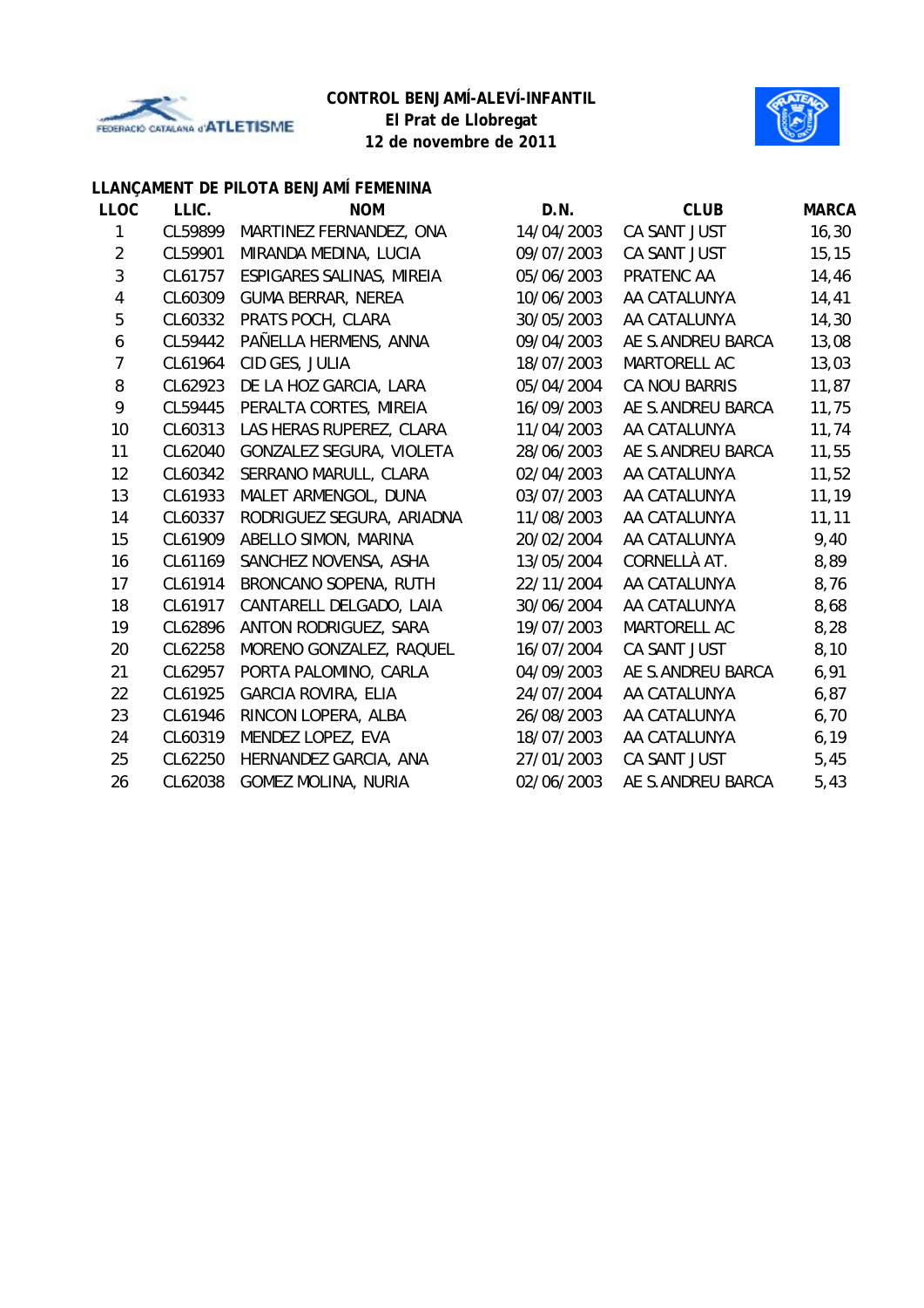**CONTROL BENJAMÍ-ALEVÍ-INFANTIL**
**El Prat de Llobregat**
**12 de novembre de 2011**

## LLANÇAMENT DE PILOTA BENJAMÍ FEMENINA

| LLOC | LLIC. | NOM | D.N. | CLUB | MARCA |
|---|---|---|---|---|---|
| 1 | CL59899 | MARTINEZ FERNANDEZ, ONA | 14/04/2003 | CA SANT JUST | 16,30 |
| 2 | CL59901 | MIRANDA MEDINA, LUCIA | 09/07/2003 | CA SANT JUST | 15,15 |
| 3 | CL61757 | ESPIGARES SALINAS, MIREIA | 05/06/2003 | PRATENC AA | 14,46 |
| 4 | CL60309 | GUMA BERRAR, NEREA | 10/06/2003 | AA CATALUNYA | 14,41 |
| 5 | CL60332 | PRATS POCH, CLARA | 30/05/2003 | AA CATALUNYA | 14,30 |
| 6 | CL59442 | PAÑELLA HERMENS, ANNA | 09/04/2003 | AE S.ANDREU BARCA | 13,08 |
| 7 | CL61964 | CID GES, JULIA | 18/07/2003 | MARTORELL AC | 13,03 |
| 8 | CL62923 | DE LA HOZ GARCIA, LARA | 05/04/2004 | CA NOU BARRIS | 11,87 |
| 9 | CL59445 | PERALTA CORTES, MIREIA | 16/09/2003 | AE S.ANDREU BARCA | 11,75 |
| 10 | CL60313 | LAS HERAS RUPEREZ, CLARA | 11/04/2003 | AA CATALUNYA | 11,74 |
| 11 | CL62040 | GONZALEZ SEGURA, VIOLETA | 28/06/2003 | AE S.ANDREU BARCA | 11,55 |
| 12 | CL60342 | SERRANO MARULL, CLARA | 02/04/2003 | AA CATALUNYA | 11,52 |
| 13 | CL61933 | MALET ARMENGOL, DUNA | 03/07/2003 | AA CATALUNYA | 11,19 |
| 14 | CL60337 | RODRIGUEZ SEGURA, ARIADNA | 11/08/2003 | AA CATALUNYA | 11,11 |
| 15 | CL61909 | ABELLO SIMON, MARINA | 20/02/2004 | AA CATALUNYA | 9,40 |
| 16 | CL61169 | SANCHEZ NOVENSA, ASHA | 13/05/2004 | CORNELLÀ AT. | 8,89 |
| 17 | CL61914 | BRONCANO SOPENA, RUTH | 22/11/2004 | AA CATALUNYA | 8,76 |
| 18 | CL61917 | CANTARELL DELGADO, LAIA | 30/06/2004 | AA CATALUNYA | 8,68 |
| 19 | CL62896 | ANTON RODRIGUEZ, SARA | 19/07/2003 | MARTORELL AC | 8,28 |
| 20 | CL62258 | MORENO GONZALEZ, RAQUEL | 16/07/2004 | CA SANT JUST | 8,10 |
| 21 | CL62957 | PORTA PALOMINO, CARLA | 04/09/2003 | AE S.ANDREU BARCA | 6,91 |
| 22 | CL61925 | GARCIA ROVIRA, ELIA | 24/07/2004 | AA CATALUNYA | 6,87 |
| 23 | CL61946 | RINCON LOPERA, ALBA | 26/08/2003 | AA CATALUNYA | 6,70 |
| 24 | CL60319 | MENDEZ LOPEZ, EVA | 18/07/2003 | AA CATALUNYA | 6,19 |
| 25 | CL62250 | HERNANDEZ GARCIA, ANA | 27/01/2003 | CA SANT JUST | 5,45 |
| 26 | CL62038 | GOMEZ MOLINA, NURIA | 02/06/2003 | AE S.ANDREU BARCA | 5,43 |